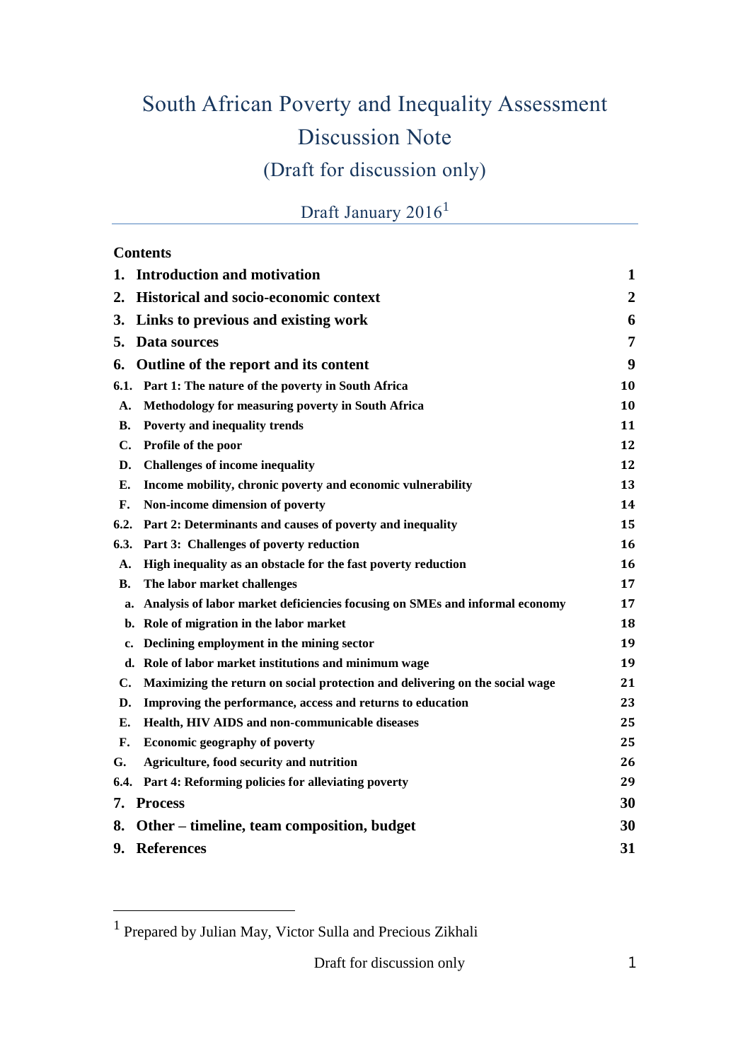# South African Poverty and Inequality Assessment Discussion Note

## (Draft for discussion only)

Draft January 2016[1]

**Contents**

| | | |
|---|---|---|
| **1.** | **Introduction and motivation** | **1** |
| **2.** | **Historical and socio-economic context** | **2** |
| **3.** | **Links to previous and existing work** | **6** |
| **5.** | **Data sources** | **7** |
| **6.** | **Outline of the report and its content** | **9** |
| **6.1.** | **Part 1: The nature of the poverty in South Africa** | **10** |
| **A.** | **Methodology for measuring poverty in South Africa** | **10** |
| **B.** | **Poverty and inequality trends** | **11** |
| **C.** | **Profile of the poor** | **12** |
| **D.** | **Challenges of income inequality** | **12** |
| **E.** | **Income mobility, chronic poverty and economic vulnerability** | **13** |
| **F.** | **Non-income dimension of poverty** | **14** |
| **6.2.** | **Part 2: Determinants and causes of poverty and inequality** | **15** |
| **6.3.** | **Part 3: Challenges of poverty reduction** | **16** |
| **A.** | **High inequality as an obstacle for the fast poverty reduction** | **16** |
| **B.** | **The labor market challenges** | **17** |
| **a.** | **Analysis of labor market deficiencies focusing on SMEs and informal economy** | **17** |
| **b.** | **Role of migration in the labor market** | **18** |
| **c.** | **Declining employment in the mining sector** | **19** |
| **d.** | **Role of labor market institutions and minimum wage** | **19** |
| **C.** | **Maximizing the return on social protection and delivering on the social wage** | **21** |
| **D.** | **Improving the performance, access and returns to education** | **23** |
| **E.** | **Health, HIV AIDS and non-communicable diseases** | **25** |
| **F.** | **Economic geography of poverty** | **25** |
| **G.** | **Agriculture, food security and nutrition** | **26** |
| **6.4.** | **Part 4: Reforming policies for alleviating poverty** | **29** |
| **7.** | **Process** | **30** |
| **8.** | **Other – timeline, team composition, budget** | **30** |
| **9.** | **References** | **31** |

[1] Prepared by Julian May, Victor Sulla and Precious Zikhali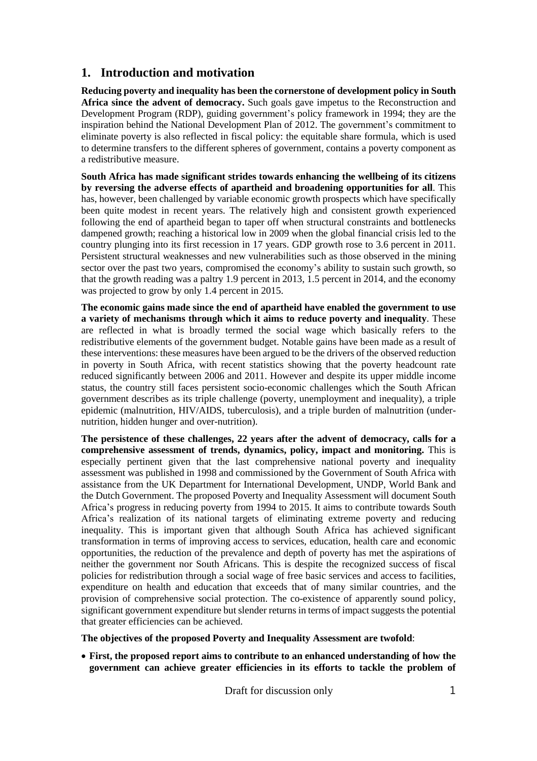## 1. Introduction and motivation

**Reducing poverty and inequality has been the cornerstone of development policy in South Africa since the advent of democracy.** Such goals gave impetus to the Reconstruction and Development Program (RDP), guiding government's policy framework in 1994; they are the inspiration behind the National Development Plan of 2012. The government's commitment to eliminate poverty is also reflected in fiscal policy: the equitable share formula, which is used to determine transfers to the different spheres of government, contains a poverty component as a redistributive measure.

**South Africa has made significant strides towards enhancing the wellbeing of its citizens by reversing the adverse effects of apartheid and broadening opportunities for all**. This has, however, been challenged by variable economic growth prospects which have specifically been quite modest in recent years. The relatively high and consistent growth experienced following the end of apartheid began to taper off when structural constraints and bottlenecks dampened growth; reaching a historical low in 2009 when the global financial crisis led to the country plunging into its first recession in 17 years. GDP growth rose to 3.6 percent in 2011. Persistent structural weaknesses and new vulnerabilities such as those observed in the mining sector over the past two years, compromised the economy's ability to sustain such growth, so that the growth reading was a paltry 1.9 percent in 2013, 1.5 percent in 2014, and the economy was projected to grow by only 1.4 percent in 2015.

**The economic gains made since the end of apartheid have enabled the government to use a variety of mechanisms through which it aims to reduce poverty and inequality**. These are reflected in what is broadly termed the social wage which basically refers to the redistributive elements of the government budget. Notable gains have been made as a result of these interventions: these measures have been argued to be the drivers of the observed reduction in poverty in South Africa, with recent statistics showing that the poverty headcount rate reduced significantly between 2006 and 2011. However and despite its upper middle income status, the country still faces persistent socio-economic challenges which the South African government describes as its triple challenge (poverty, unemployment and inequality), a triple epidemic (malnutrition, HIV/AIDS, tuberculosis), and a triple burden of malnutrition (under-nutrition, hidden hunger and over-nutrition).

**The persistence of these challenges, 22 years after the advent of democracy, calls for a comprehensive assessment of trends, dynamics, policy, impact and monitoring.** This is especially pertinent given that the last comprehensive national poverty and inequality assessment was published in 1998 and commissioned by the Government of South Africa with assistance from the UK Department for International Development, UNDP, World Bank and the Dutch Government. The proposed Poverty and Inequality Assessment will document South Africa's progress in reducing poverty from 1994 to 2015. It aims to contribute towards South Africa's realization of its national targets of eliminating extreme poverty and reducing inequality. This is important given that although South Africa has achieved significant transformation in terms of improving access to services, education, health care and economic opportunities, the reduction of the prevalence and depth of poverty has met the aspirations of neither the government nor South Africans. This is despite the recognized success of fiscal policies for redistribution through a social wage of free basic services and access to facilities, expenditure on health and education that exceeds that of many similar countries, and the provision of comprehensive social protection. The co-existence of apparently sound policy, significant government expenditure but slender returns in terms of impact suggests the potential that greater efficiencies can be achieved.

**The objectives of the proposed Poverty and Inequality Assessment are twofold**:

- **First, the proposed report aims to contribute to an enhanced understanding of how the government can achieve greater efficiencies in its efforts to tackle the problem of**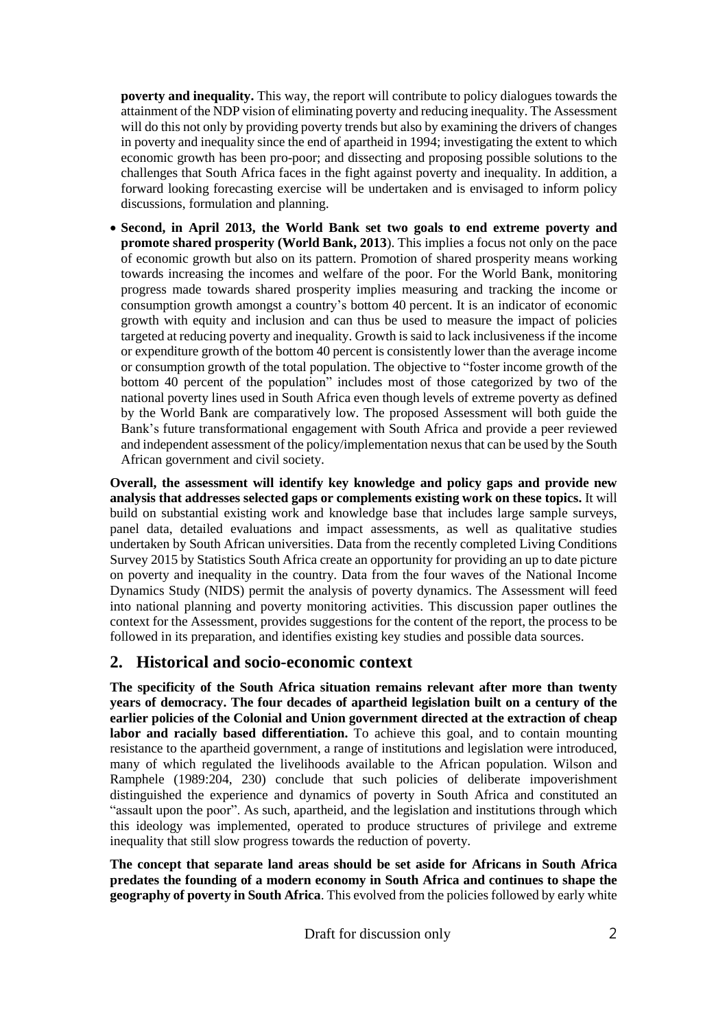**poverty and inequality.** This way, the report will contribute to policy dialogues towards the attainment of the NDP vision of eliminating poverty and reducing inequality. The Assessment will do this not only by providing poverty trends but also by examining the drivers of changes in poverty and inequality since the end of apartheid in 1994; investigating the extent to which economic growth has been pro-poor; and dissecting and proposing possible solutions to the challenges that South Africa faces in the fight against poverty and inequality. In addition, a forward looking forecasting exercise will be undertaken and is envisaged to inform policy discussions, formulation and planning.

- **Second, in April 2013, the World Bank set two goals to end extreme poverty and promote shared prosperity (World Bank, 2013**). This implies a focus not only on the pace of economic growth but also on its pattern. Promotion of shared prosperity means working towards increasing the incomes and welfare of the poor. For the World Bank, monitoring progress made towards shared prosperity implies measuring and tracking the income or consumption growth amongst a country's bottom 40 percent. It is an indicator of economic growth with equity and inclusion and can thus be used to measure the impact of policies targeted at reducing poverty and inequality. Growth is said to lack inclusiveness if the income or expenditure growth of the bottom 40 percent is consistently lower than the average income or consumption growth of the total population. The objective to "foster income growth of the bottom 40 percent of the population" includes most of those categorized by two of the national poverty lines used in South Africa even though levels of extreme poverty as defined by the World Bank are comparatively low. The proposed Assessment will both guide the Bank's future transformational engagement with South Africa and provide a peer reviewed and independent assessment of the policy/implementation nexus that can be used by the South African government and civil society.

**Overall, the assessment will identify key knowledge and policy gaps and provide new analysis that addresses selected gaps or complements existing work on these topics.** It will build on substantial existing work and knowledge base that includes large sample surveys, panel data, detailed evaluations and impact assessments, as well as qualitative studies undertaken by South African universities. Data from the recently completed Living Conditions Survey 2015 by Statistics South Africa create an opportunity for providing an up to date picture on poverty and inequality in the country. Data from the four waves of the National Income Dynamics Study (NIDS) permit the analysis of poverty dynamics. The Assessment will feed into national planning and poverty monitoring activities. This discussion paper outlines the context for the Assessment, provides suggestions for the content of the report, the process to be followed in its preparation, and identifies existing key studies and possible data sources.

## 2. Historical and socio-economic context

**The specificity of the South Africa situation remains relevant after more than twenty years of democracy. The four decades of apartheid legislation built on a century of the earlier policies of the Colonial and Union government directed at the extraction of cheap labor and racially based differentiation.** To achieve this goal, and to contain mounting resistance to the apartheid government, a range of institutions and legislation were introduced, many of which regulated the livelihoods available to the African population. Wilson and Ramphele (1989:204, 230) conclude that such policies of deliberate impoverishment distinguished the experience and dynamics of poverty in South Africa and constituted an "assault upon the poor". As such, apartheid, and the legislation and institutions through which this ideology was implemented, operated to produce structures of privilege and extreme inequality that still slow progress towards the reduction of poverty.

**The concept that separate land areas should be set aside for Africans in South Africa predates the founding of a modern economy in South Africa and continues to shape the geography of poverty in South Africa**. This evolved from the policies followed by early white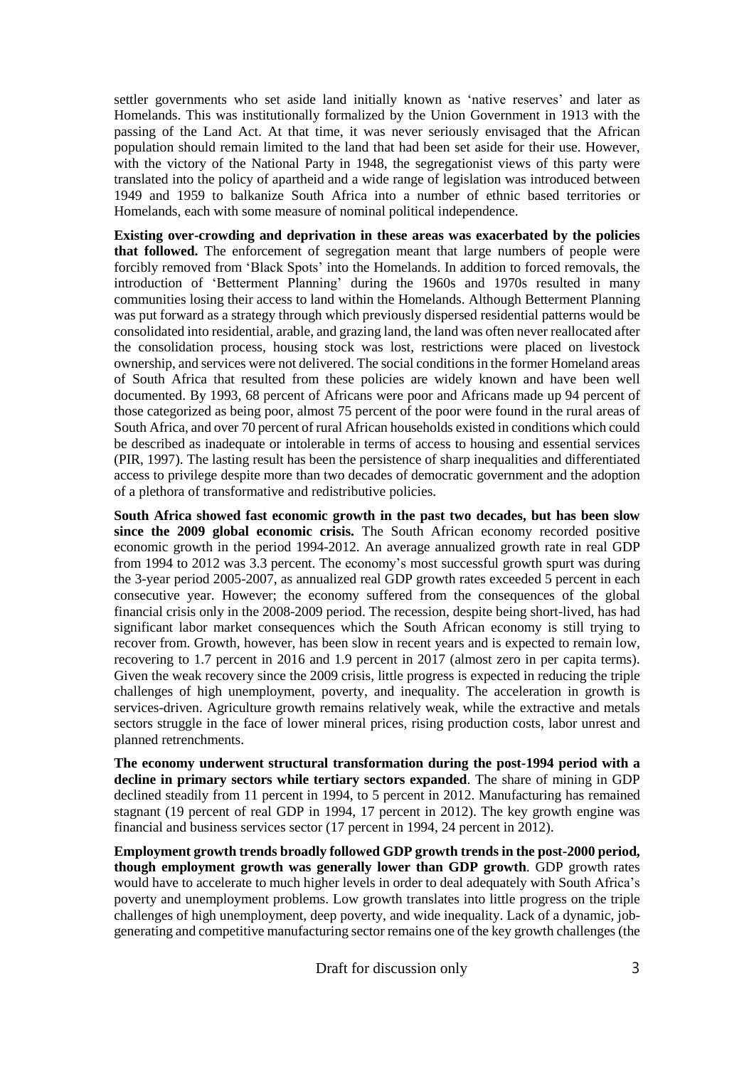settler governments who set aside land initially known as 'native reserves' and later as Homelands. This was institutionally formalized by the Union Government in 1913 with the passing of the Land Act. At that time, it was never seriously envisaged that the African population should remain limited to the land that had been set aside for their use. However, with the victory of the National Party in 1948, the segregationist views of this party were translated into the policy of apartheid and a wide range of legislation was introduced between 1949 and 1959 to balkanize South Africa into a number of ethnic based territories or Homelands, each with some measure of nominal political independence.

**Existing over-crowding and deprivation in these areas was exacerbated by the policies that followed.** The enforcement of segregation meant that large numbers of people were forcibly removed from 'Black Spots' into the Homelands. In addition to forced removals, the introduction of 'Betterment Planning' during the 1960s and 1970s resulted in many communities losing their access to land within the Homelands. Although Betterment Planning was put forward as a strategy through which previously dispersed residential patterns would be consolidated into residential, arable, and grazing land, the land was often never reallocated after the consolidation process, housing stock was lost, restrictions were placed on livestock ownership, and services were not delivered. The social conditions in the former Homeland areas of South Africa that resulted from these policies are widely known and have been well documented. By 1993, 68 percent of Africans were poor and Africans made up 94 percent of those categorized as being poor, almost 75 percent of the poor were found in the rural areas of South Africa, and over 70 percent of rural African households existed in conditions which could be described as inadequate or intolerable in terms of access to housing and essential services (PIR, 1997). The lasting result has been the persistence of sharp inequalities and differentiated access to privilege despite more than two decades of democratic government and the adoption of a plethora of transformative and redistributive policies.

**South Africa showed fast economic growth in the past two decades, but has been slow since the 2009 global economic crisis.** The South African economy recorded positive economic growth in the period 1994-2012. An average annualized growth rate in real GDP from 1994 to 2012 was 3.3 percent. The economy's most successful growth spurt was during the 3-year period 2005-2007, as annualized real GDP growth rates exceeded 5 percent in each consecutive year. However; the economy suffered from the consequences of the global financial crisis only in the 2008-2009 period. The recession, despite being short-lived, has had significant labor market consequences which the South African economy is still trying to recover from. Growth, however, has been slow in recent years and is expected to remain low, recovering to 1.7 percent in 2016 and 1.9 percent in 2017 (almost zero in per capita terms). Given the weak recovery since the 2009 crisis, little progress is expected in reducing the triple challenges of high unemployment, poverty, and inequality. The acceleration in growth is services-driven. Agriculture growth remains relatively weak, while the extractive and metals sectors struggle in the face of lower mineral prices, rising production costs, labor unrest and planned retrenchments.

**The economy underwent structural transformation during the post-1994 period with a decline in primary sectors while tertiary sectors expanded**. The share of mining in GDP declined steadily from 11 percent in 1994, to 5 percent in 2012. Manufacturing has remained stagnant (19 percent of real GDP in 1994, 17 percent in 2012). The key growth engine was financial and business services sector (17 percent in 1994, 24 percent in 2012).

**Employment growth trends broadly followed GDP growth trends in the post-2000 period, though employment growth was generally lower than GDP growth**. GDP growth rates would have to accelerate to much higher levels in order to deal adequately with South Africa's poverty and unemployment problems. Low growth translates into little progress on the triple challenges of high unemployment, deep poverty, and wide inequality. Lack of a dynamic, job-generating and competitive manufacturing sector remains one of the key growth challenges (the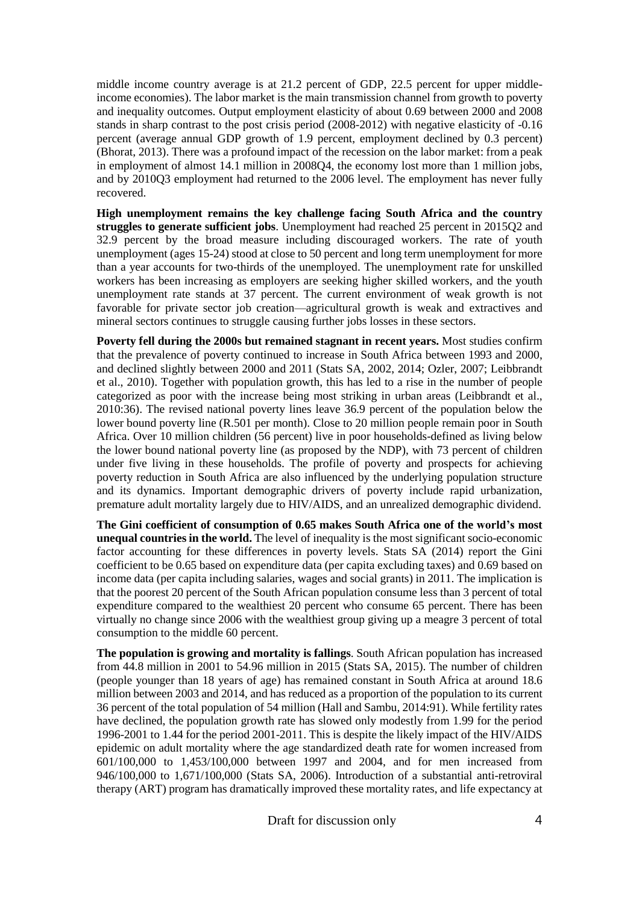middle income country average is at 21.2 percent of GDP, 22.5 percent for upper middle-income economies). The labor market is the main transmission channel from growth to poverty and inequality outcomes. Output employment elasticity of about 0.69 between 2000 and 2008 stands in sharp contrast to the post crisis period (2008-2012) with negative elasticity of -0.16 percent (average annual GDP growth of 1.9 percent, employment declined by 0.3 percent) (Bhorat, 2013). There was a profound impact of the recession on the labor market: from a peak in employment of almost 14.1 million in 2008Q4, the economy lost more than 1 million jobs, and by 2010Q3 employment had returned to the 2006 level. The employment has never fully recovered.

**High unemployment remains the key challenge facing South Africa and the country struggles to generate sufficient jobs**. Unemployment had reached 25 percent in 2015Q2 and 32.9 percent by the broad measure including discouraged workers. The rate of youth unemployment (ages 15-24) stood at close to 50 percent and long term unemployment for more than a year accounts for two-thirds of the unemployed. The unemployment rate for unskilled workers has been increasing as employers are seeking higher skilled workers, and the youth unemployment rate stands at 37 percent. The current environment of weak growth is not favorable for private sector job creation—agricultural growth is weak and extractives and mineral sectors continues to struggle causing further jobs losses in these sectors.

**Poverty fell during the 2000s but remained stagnant in recent years.** Most studies confirm that the prevalence of poverty continued to increase in South Africa between 1993 and 2000, and declined slightly between 2000 and 2011 (Stats SA, 2002, 2014; Ozler, 2007; Leibbrandt et al., 2010). Together with population growth, this has led to a rise in the number of people categorized as poor with the increase being most striking in urban areas (Leibbrandt et al., 2010:36). The revised national poverty lines leave 36.9 percent of the population below the lower bound poverty line (R.501 per month). Close to 20 million people remain poor in South Africa. Over 10 million children (56 percent) live in poor households-defined as living below the lower bound national poverty line (as proposed by the NDP), with 73 percent of children under five living in these households. The profile of poverty and prospects for achieving poverty reduction in South Africa are also influenced by the underlying population structure and its dynamics. Important demographic drivers of poverty include rapid urbanization, premature adult mortality largely due to HIV/AIDS, and an unrealized demographic dividend.

**The Gini coefficient of consumption of 0.65 makes South Africa one of the world's most unequal countries in the world.** The level of inequality is the most significant socio-economic factor accounting for these differences in poverty levels. Stats SA (2014) report the Gini coefficient to be 0.65 based on expenditure data (per capita excluding taxes) and 0.69 based on income data (per capita including salaries, wages and social grants) in 2011. The implication is that the poorest 20 percent of the South African population consume less than 3 percent of total expenditure compared to the wealthiest 20 percent who consume 65 percent. There has been virtually no change since 2006 with the wealthiest group giving up a meagre 3 percent of total consumption to the middle 60 percent.

**The population is growing and mortality is fallings**. South African population has increased from 44.8 million in 2001 to 54.96 million in 2015 (Stats SA, 2015). The number of children (people younger than 18 years of age) has remained constant in South Africa at around 18.6 million between 2003 and 2014, and has reduced as a proportion of the population to its current 36 percent of the total population of 54 million (Hall and Sambu, 2014:91). While fertility rates have declined, the population growth rate has slowed only modestly from 1.99 for the period 1996-2001 to 1.44 for the period 2001-2011. This is despite the likely impact of the HIV/AIDS epidemic on adult mortality where the age standardized death rate for women increased from 601/100,000 to 1,453/100,000 between 1997 and 2004, and for men increased from 946/100,000 to 1,671/100,000 (Stats SA, 2006). Introduction of a substantial anti-retroviral therapy (ART) program has dramatically improved these mortality rates, and life expectancy at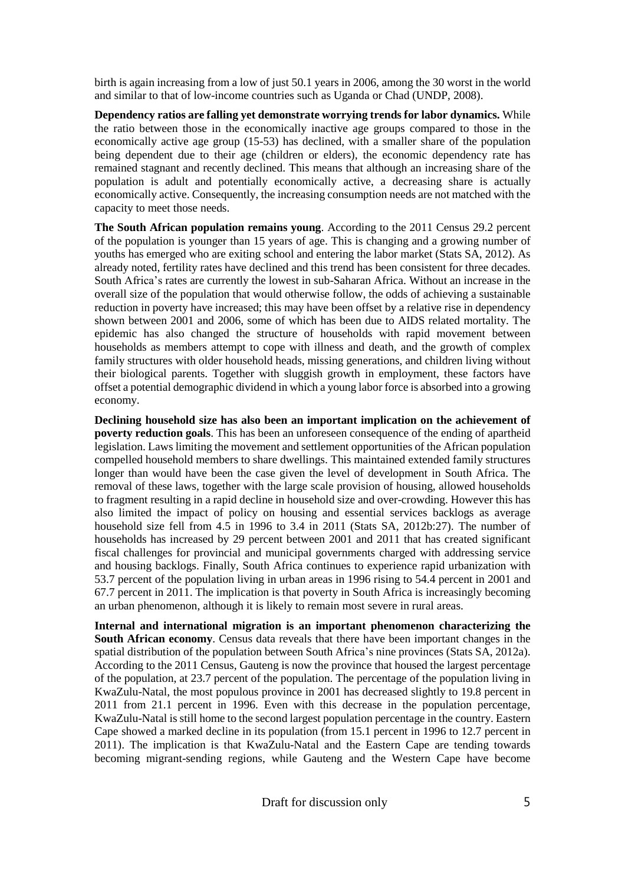birth is again increasing from a low of just 50.1 years in 2006, among the 30 worst in the world and similar to that of low-income countries such as Uganda or Chad (UNDP, 2008).

**Dependency ratios are falling yet demonstrate worrying trends for labor dynamics.** While the ratio between those in the economically inactive age groups compared to those in the economically active age group (15-53) has declined, with a smaller share of the population being dependent due to their age (children or elders), the economic dependency rate has remained stagnant and recently declined. This means that although an increasing share of the population is adult and potentially economically active, a decreasing share is actually economically active. Consequently, the increasing consumption needs are not matched with the capacity to meet those needs.

**The South African population remains young**. According to the 2011 Census 29.2 percent of the population is younger than 15 years of age. This is changing and a growing number of youths has emerged who are exiting school and entering the labor market (Stats SA, 2012). As already noted, fertility rates have declined and this trend has been consistent for three decades. South Africa's rates are currently the lowest in sub-Saharan Africa. Without an increase in the overall size of the population that would otherwise follow, the odds of achieving a sustainable reduction in poverty have increased; this may have been offset by a relative rise in dependency shown between 2001 and 2006, some of which has been due to AIDS related mortality. The epidemic has also changed the structure of households with rapid movement between households as members attempt to cope with illness and death, and the growth of complex family structures with older household heads, missing generations, and children living without their biological parents. Together with sluggish growth in employment, these factors have offset a potential demographic dividend in which a young labor force is absorbed into a growing economy.

**Declining household size has also been an important implication on the achievement of poverty reduction goals**. This has been an unforeseen consequence of the ending of apartheid legislation. Laws limiting the movement and settlement opportunities of the African population compelled household members to share dwellings. This maintained extended family structures longer than would have been the case given the level of development in South Africa. The removal of these laws, together with the large scale provision of housing, allowed households to fragment resulting in a rapid decline in household size and over-crowding. However this has also limited the impact of policy on housing and essential services backlogs as average household size fell from 4.5 in 1996 to 3.4 in 2011 (Stats SA, 2012b:27). The number of households has increased by 29 percent between 2001 and 2011 that has created significant fiscal challenges for provincial and municipal governments charged with addressing service and housing backlogs. Finally, South Africa continues to experience rapid urbanization with 53.7 percent of the population living in urban areas in 1996 rising to 54.4 percent in 2001 and 67.7 percent in 2011. The implication is that poverty in South Africa is increasingly becoming an urban phenomenon, although it is likely to remain most severe in rural areas.

**Internal and international migration is an important phenomenon characterizing the South African economy**. Census data reveals that there have been important changes in the spatial distribution of the population between South Africa's nine provinces (Stats SA, 2012a). According to the 2011 Census, Gauteng is now the province that housed the largest percentage of the population, at 23.7 percent of the population. The percentage of the population living in KwaZulu-Natal, the most populous province in 2001 has decreased slightly to 19.8 percent in 2011 from 21.1 percent in 1996. Even with this decrease in the population percentage, KwaZulu-Natal is still home to the second largest population percentage in the country. Eastern Cape showed a marked decline in its population (from 15.1 percent in 1996 to 12.7 percent in 2011). The implication is that KwaZulu-Natal and the Eastern Cape are tending towards becoming migrant-sending regions, while Gauteng and the Western Cape have become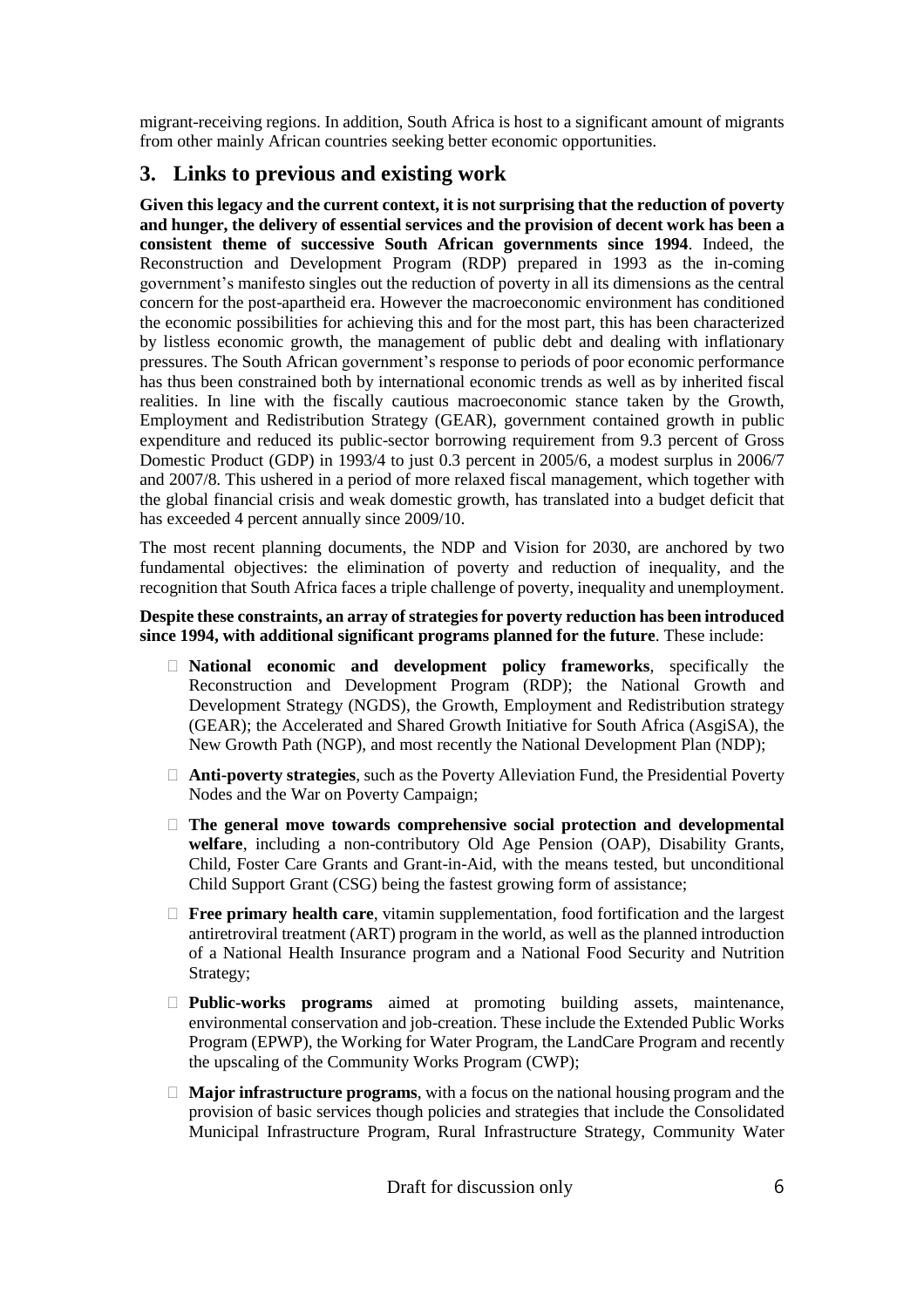migrant-receiving regions. In addition, South Africa is host to a significant amount of migrants from other mainly African countries seeking better economic opportunities.

## 3. Links to previous and existing work

**Given this legacy and the current context, it is not surprising that the reduction of poverty and hunger, the delivery of essential services and the provision of decent work has been a consistent theme of successive South African governments since 1994**. Indeed, the Reconstruction and Development Program (RDP) prepared in 1993 as the in-coming government's manifesto singles out the reduction of poverty in all its dimensions as the central concern for the post-apartheid era. However the macroeconomic environment has conditioned the economic possibilities for achieving this and for the most part, this has been characterized by listless economic growth, the management of public debt and dealing with inflationary pressures. The South African government's response to periods of poor economic performance has thus been constrained both by international economic trends as well as by inherited fiscal realities. In line with the fiscally cautious macroeconomic stance taken by the Growth, Employment and Redistribution Strategy (GEAR), government contained growth in public expenditure and reduced its public-sector borrowing requirement from 9.3 percent of Gross Domestic Product (GDP) in 1993/4 to just 0.3 percent in 2005/6, a modest surplus in 2006/7 and 2007/8. This ushered in a period of more relaxed fiscal management, which together with the global financial crisis and weak domestic growth, has translated into a budget deficit that has exceeded 4 percent annually since 2009/10.

The most recent planning documents, the NDP and Vision for 2030, are anchored by two fundamental objectives: the elimination of poverty and reduction of inequality, and the recognition that South Africa faces a triple challenge of poverty, inequality and unemployment.

**Despite these constraints, an array of strategies for poverty reduction has been introduced since 1994, with additional significant programs planned for the future**. These include:

- **National economic and development policy frameworks**, specifically the Reconstruction and Development Program (RDP); the National Growth and Development Strategy (NGDS), the Growth, Employment and Redistribution strategy (GEAR); the Accelerated and Shared Growth Initiative for South Africa (AsgiSA), the New Growth Path (NGP), and most recently the National Development Plan (NDP);
- **Anti-poverty strategies**, such as the Poverty Alleviation Fund, the Presidential Poverty Nodes and the War on Poverty Campaign;
- **The general move towards comprehensive social protection and developmental welfare**, including a non-contributory Old Age Pension (OAP), Disability Grants, Child, Foster Care Grants and Grant-in-Aid, with the means tested, but unconditional Child Support Grant (CSG) being the fastest growing form of assistance;
- **Free primary health care**, vitamin supplementation, food fortification and the largest antiretroviral treatment (ART) program in the world, as well as the planned introduction of a National Health Insurance program and a National Food Security and Nutrition Strategy;
- **Public-works programs** aimed at promoting building assets, maintenance, environmental conservation and job-creation. These include the Extended Public Works Program (EPWP), the Working for Water Program, the LandCare Program and recently the upscaling of the Community Works Program (CWP);
- **Major infrastructure programs**, with a focus on the national housing program and the provision of basic services though policies and strategies that include the Consolidated Municipal Infrastructure Program, Rural Infrastructure Strategy, Community Water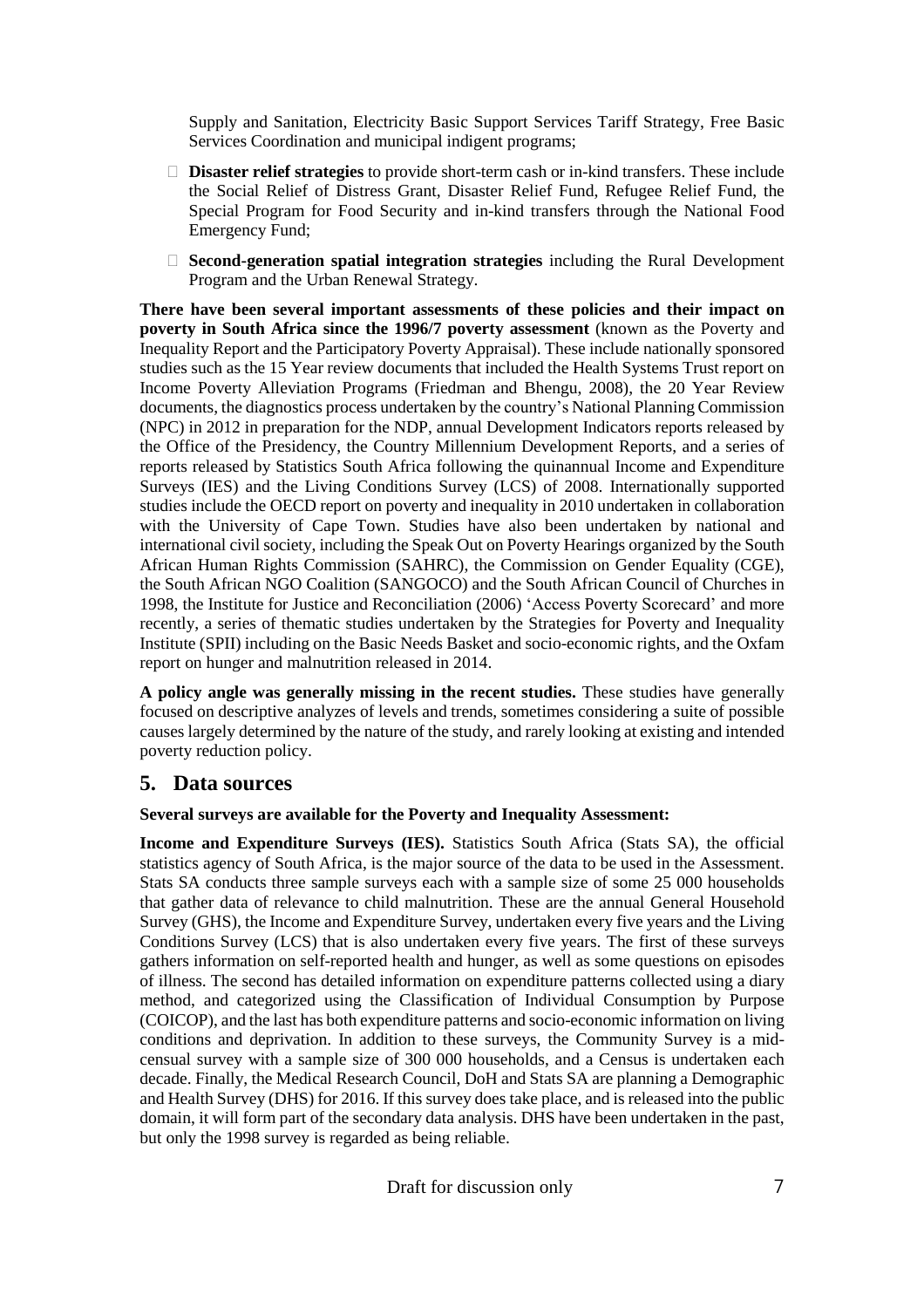Supply and Sanitation, Electricity Basic Support Services Tariff Strategy, Free Basic Services Coordination and municipal indigent programs;

- **Disaster relief strategies** to provide short-term cash or in-kind transfers. These include the Social Relief of Distress Grant, Disaster Relief Fund, Refugee Relief Fund, the Special Program for Food Security and in-kind transfers through the National Food Emergency Fund;
- **Second-generation spatial integration strategies** including the Rural Development Program and the Urban Renewal Strategy.

**There have been several important assessments of these policies and their impact on poverty in South Africa since the 1996/7 poverty assessment** (known as the Poverty and Inequality Report and the Participatory Poverty Appraisal). These include nationally sponsored studies such as the 15 Year review documents that included the Health Systems Trust report on Income Poverty Alleviation Programs (Friedman and Bhengu, 2008), the 20 Year Review documents, the diagnostics process undertaken by the country's National Planning Commission (NPC) in 2012 in preparation for the NDP, annual Development Indicators reports released by the Office of the Presidency, the Country Millennium Development Reports, and a series of reports released by Statistics South Africa following the quinannual Income and Expenditure Surveys (IES) and the Living Conditions Survey (LCS) of 2008. Internationally supported studies include the OECD report on poverty and inequality in 2010 undertaken in collaboration with the University of Cape Town. Studies have also been undertaken by national and international civil society, including the Speak Out on Poverty Hearings organized by the South African Human Rights Commission (SAHRC), the Commission on Gender Equality (CGE), the South African NGO Coalition (SANGOCO) and the South African Council of Churches in 1998, the Institute for Justice and Reconciliation (2006) 'Access Poverty Scorecard' and more recently, a series of thematic studies undertaken by the Strategies for Poverty and Inequality Institute (SPII) including on the Basic Needs Basket and socio-economic rights, and the Oxfam report on hunger and malnutrition released in 2014.

**A policy angle was generally missing in the recent studies.** These studies have generally focused on descriptive analyzes of levels and trends, sometimes considering a suite of possible causes largely determined by the nature of the study, and rarely looking at existing and intended poverty reduction policy.

## 5. Data sources

**Several surveys are available for the Poverty and Inequality Assessment:**

**Income and Expenditure Surveys (IES).** Statistics South Africa (Stats SA), the official statistics agency of South Africa, is the major source of the data to be used in the Assessment. Stats SA conducts three sample surveys each with a sample size of some 25 000 households that gather data of relevance to child malnutrition. These are the annual General Household Survey (GHS), the Income and Expenditure Survey, undertaken every five years and the Living Conditions Survey (LCS) that is also undertaken every five years. The first of these surveys gathers information on self-reported health and hunger, as well as some questions on episodes of illness. The second has detailed information on expenditure patterns collected using a diary method, and categorized using the Classification of Individual Consumption by Purpose (COICOP), and the last has both expenditure patterns and socio-economic information on living conditions and deprivation. In addition to these surveys, the Community Survey is a mid-censual survey with a sample size of 300 000 households, and a Census is undertaken each decade. Finally, the Medical Research Council, DoH and Stats SA are planning a Demographic and Health Survey (DHS) for 2016. If this survey does take place, and is released into the public domain, it will form part of the secondary data analysis. DHS have been undertaken in the past, but only the 1998 survey is regarded as being reliable.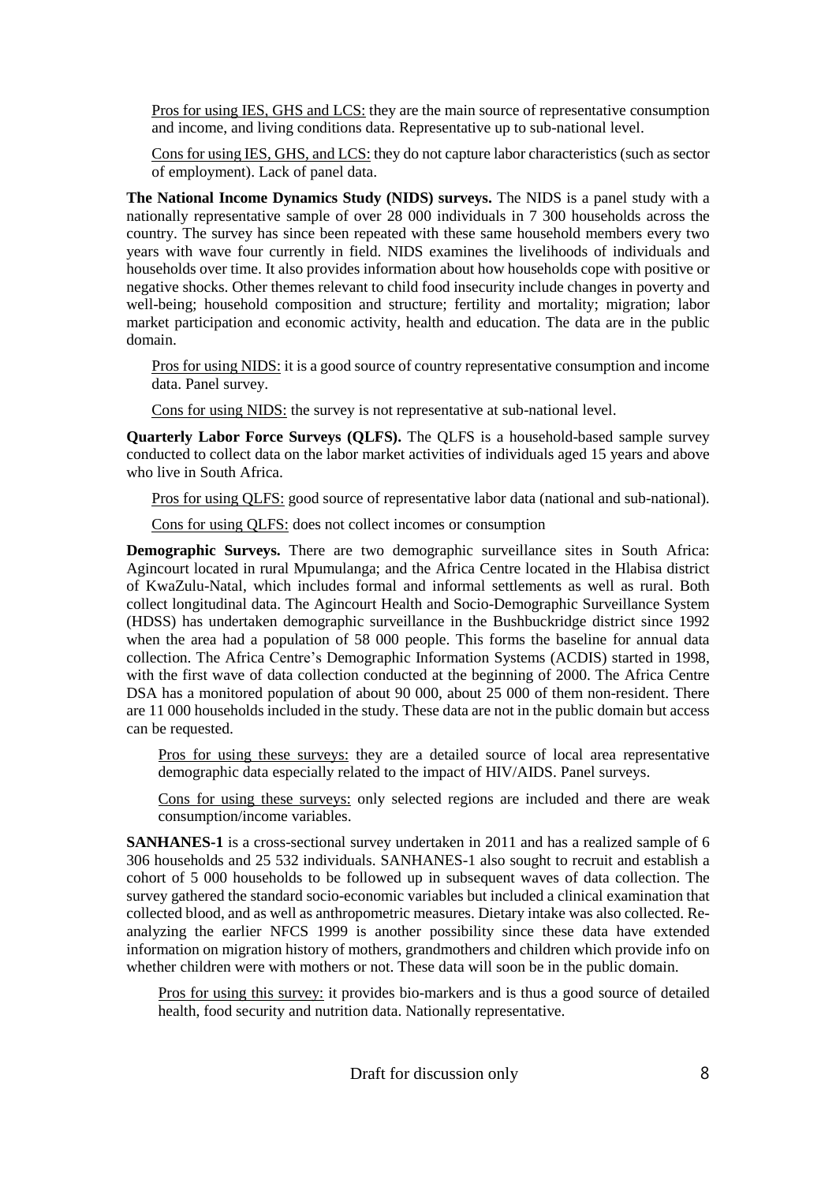Pros for using IES, GHS and LCS: they are the main source of representative consumption and income, and living conditions data. Representative up to sub-national level.

Cons for using IES, GHS, and LCS: they do not capture labor characteristics (such as sector of employment). Lack of panel data.

**The National Income Dynamics Study (NIDS) surveys.** The NIDS is a panel study with a nationally representative sample of over 28 000 individuals in 7 300 households across the country. The survey has since been repeated with these same household members every two years with wave four currently in field. NIDS examines the livelihoods of individuals and households over time. It also provides information about how households cope with positive or negative shocks. Other themes relevant to child food insecurity include changes in poverty and well-being; household composition and structure; fertility and mortality; migration; labor market participation and economic activity, health and education. The data are in the public domain.

Pros for using NIDS: it is a good source of country representative consumption and income data. Panel survey.

Cons for using NIDS: the survey is not representative at sub-national level.

**Quarterly Labor Force Surveys (QLFS).** The QLFS is a household-based sample survey conducted to collect data on the labor market activities of individuals aged 15 years and above who live in South Africa.

Pros for using QLFS: good source of representative labor data (national and sub-national).

Cons for using QLFS: does not collect incomes or consumption

**Demographic Surveys.** There are two demographic surveillance sites in South Africa: Agincourt located in rural Mpumulanga; and the Africa Centre located in the Hlabisa district of KwaZulu-Natal, which includes formal and informal settlements as well as rural. Both collect longitudinal data. The Agincourt Health and Socio-Demographic Surveillance System (HDSS) has undertaken demographic surveillance in the Bushbuckridge district since 1992 when the area had a population of 58 000 people. This forms the baseline for annual data collection. The Africa Centre's Demographic Information Systems (ACDIS) started in 1998, with the first wave of data collection conducted at the beginning of 2000. The Africa Centre DSA has a monitored population of about 90 000, about 25 000 of them non-resident. There are 11 000 households included in the study. These data are not in the public domain but access can be requested.

Pros for using these surveys: they are a detailed source of local area representative demographic data especially related to the impact of HIV/AIDS. Panel surveys.

Cons for using these surveys: only selected regions are included and there are weak consumption/income variables.

**SANHANES-1** is a cross-sectional survey undertaken in 2011 and has a realized sample of 6 306 households and 25 532 individuals. SANHANES-1 also sought to recruit and establish a cohort of 5 000 households to be followed up in subsequent waves of data collection. The survey gathered the standard socio-economic variables but included a clinical examination that collected blood, and as well as anthropometric measures. Dietary intake was also collected. Re-analyzing the earlier NFCS 1999 is another possibility since these data have extended information on migration history of mothers, grandmothers and children which provide info on whether children were with mothers or not. These data will soon be in the public domain.

Pros for using this survey: it provides bio-markers and is thus a good source of detailed health, food security and nutrition data. Nationally representative.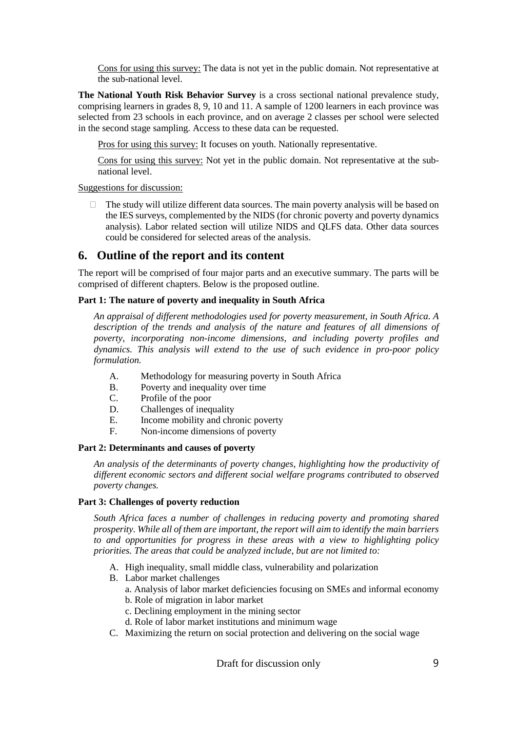Cons for using this survey: The data is not yet in the public domain. Not representative at the sub-national level.

**The National Youth Risk Behavior Survey** is a cross sectional national prevalence study, comprising learners in grades 8, 9, 10 and 11. A sample of 1200 learners in each province was selected from 23 schools in each province, and on average 2 classes per school were selected in the second stage sampling. Access to these data can be requested.

Pros for using this survey: It focuses on youth. Nationally representative.

Cons for using this survey: Not yet in the public domain. Not representative at the sub-national level.

Suggestions for discussion:

- The study will utilize different data sources. The main poverty analysis will be based on the IES surveys, complemented by the NIDS (for chronic poverty and poverty dynamics analysis). Labor related section will utilize NIDS and QLFS data. Other data sources could be considered for selected areas of the analysis.

## 6. Outline of the report and its content

The report will be comprised of four major parts and an executive summary. The parts will be comprised of different chapters. Below is the proposed outline.

**Part 1: The nature of poverty and inequality in South Africa**

*An appraisal of different methodologies used for poverty measurement, in South Africa. A description of the trends and analysis of the nature and features of all dimensions of poverty, incorporating non-income dimensions, and including poverty profiles and dynamics. This analysis will extend to the use of such evidence in pro-poor policy formulation.*

A. Methodology for measuring poverty in South Africa
B. Poverty and inequality over time
C. Profile of the poor
D. Challenges of inequality
E. Income mobility and chronic poverty
F. Non-income dimensions of poverty

**Part 2: Determinants and causes of poverty**

*An analysis of the determinants of poverty changes, highlighting how the productivity of different economic sectors and different social welfare programs contributed to observed poverty changes.*

**Part 3: Challenges of poverty reduction**

*South Africa faces a number of challenges in reducing poverty and promoting shared prosperity. While all of them are important, the report will aim to identify the main barriers to and opportunities for progress in these areas with a view to highlighting policy priorities. The areas that could be analyzed include, but are not limited to:*

A. High inequality, small middle class, vulnerability and polarization
B. Labor market challenges
   a. Analysis of labor market deficiencies focusing on SMEs and informal economy
   b. Role of migration in labor market
   c. Declining employment in the mining sector
   d. Role of labor market institutions and minimum wage
C. Maximizing the return on social protection and delivering on the social wage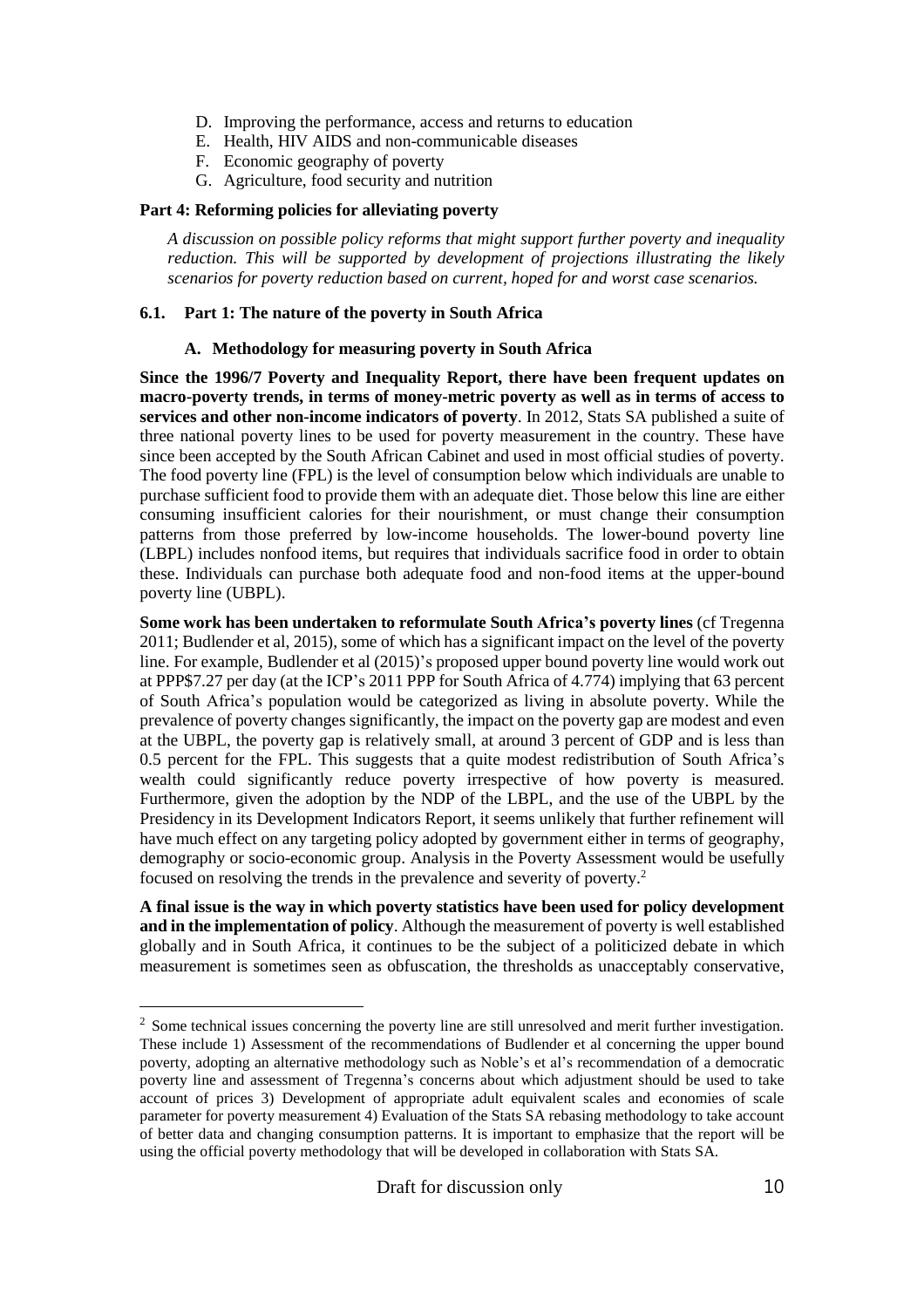D. Improving the performance, access and returns to education
E. Health, HIV AIDS and non-communicable diseases
F. Economic geography of poverty
G. Agriculture, food security and nutrition

**Part 4: Reforming policies for alleviating poverty**

*A discussion on possible policy reforms that might support further poverty and inequality reduction. This will be supported by development of projections illustrating the likely scenarios for poverty reduction based on current, hoped for and worst case scenarios.*

### 6.1. Part 1: The nature of the poverty in South Africa

#### A. Methodology for measuring poverty in South Africa

**Since the 1996/7 Poverty and Inequality Report, there have been frequent updates on macro-poverty trends, in terms of money-metric poverty as well as in terms of access to services and other non-income indicators of poverty**. In 2012, Stats SA published a suite of three national poverty lines to be used for poverty measurement in the country. These have since been accepted by the South African Cabinet and used in most official studies of poverty. The food poverty line (FPL) is the level of consumption below which individuals are unable to purchase sufficient food to provide them with an adequate diet. Those below this line are either consuming insufficient calories for their nourishment, or must change their consumption patterns from those preferred by low-income households. The lower-bound poverty line (LBPL) includes nonfood items, but requires that individuals sacrifice food in order to obtain these. Individuals can purchase both adequate food and non-food items at the upper-bound poverty line (UBPL).

**Some work has been undertaken to reformulate South Africa's poverty lines** (cf Tregenna 2011; Budlender et al, 2015), some of which has a significant impact on the level of the poverty line. For example, Budlender et al (2015)'s proposed upper bound poverty line would work out at PPP$7.27 per day (at the ICP's 2011 PPP for South Africa of 4.774) implying that 63 percent of South Africa's population would be categorized as living in absolute poverty. While the prevalence of poverty changes significantly, the impact on the poverty gap are modest and even at the UBPL, the poverty gap is relatively small, at around 3 percent of GDP and is less than 0.5 percent for the FPL. This suggests that a quite modest redistribution of South Africa's wealth could significantly reduce poverty irrespective of how poverty is measured. Furthermore, given the adoption by the NDP of the LBPL, and the use of the UBPL by the Presidency in its Development Indicators Report, it seems unlikely that further refinement will have much effect on any targeting policy adopted by government either in terms of geography, demography or socio-economic group. Analysis in the Poverty Assessment would be usefully focused on resolving the trends in the prevalence and severity of poverty.[2]

**A final issue is the way in which poverty statistics have been used for policy development and in the implementation of policy**. Although the measurement of poverty is well established globally and in South Africa, it continues to be the subject of a politicized debate in which measurement is sometimes seen as obfuscation, the thresholds as unacceptably conservative,

[2] Some technical issues concerning the poverty line are still unresolved and merit further investigation. These include 1) Assessment of the recommendations of Budlender et al concerning the upper bound poverty, adopting an alternative methodology such as Noble's et al's recommendation of a democratic poverty line and assessment of Tregenna's concerns about which adjustment should be used to take account of prices 3) Development of appropriate adult equivalent scales and economies of scale parameter for poverty measurement 4) Evaluation of the Stats SA rebasing methodology to take account of better data and changing consumption patterns. It is important to emphasize that the report will be using the official poverty methodology that will be developed in collaboration with Stats SA.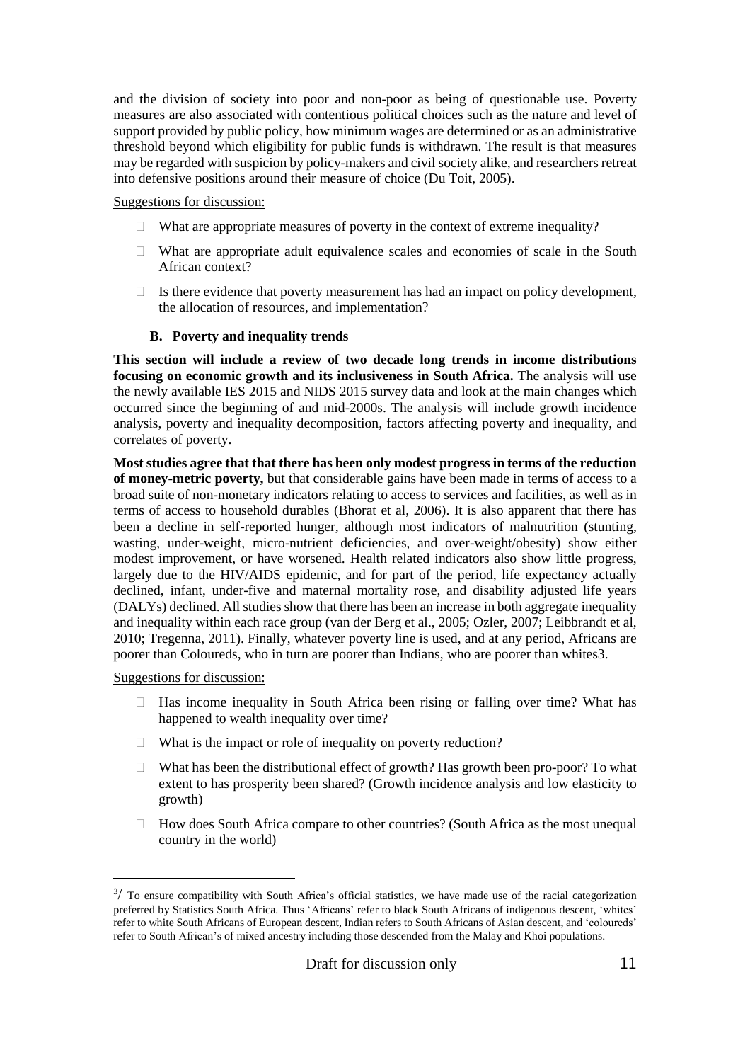and the division of society into poor and non-poor as being of questionable use. Poverty measures are also associated with contentious political choices such as the nature and level of support provided by public policy, how minimum wages are determined or as an administrative threshold beyond which eligibility for public funds is withdrawn. The result is that measures may be regarded with suspicion by policy-makers and civil society alike, and researchers retreat into defensive positions around their measure of choice (Du Toit, 2005).

Suggestions for discussion:

- What are appropriate measures of poverty in the context of extreme inequality?
- What are appropriate adult equivalence scales and economies of scale in the South African context?
- Is there evidence that poverty measurement has had an impact on policy development, the allocation of resources, and implementation?

### B. Poverty and inequality trends

**This section will include a review of two decade long trends in income distributions focusing on economic growth and its inclusiveness in South Africa.** The analysis will use the newly available IES 2015 and NIDS 2015 survey data and look at the main changes which occurred since the beginning of and mid-2000s. The analysis will include growth incidence analysis, poverty and inequality decomposition, factors affecting poverty and inequality, and correlates of poverty.

**Most studies agree that that there has been only modest progress in terms of the reduction of money-metric poverty,** but that considerable gains have been made in terms of access to a broad suite of non-monetary indicators relating to access to services and facilities, as well as in terms of access to household durables (Bhorat et al, 2006). It is also apparent that there has been a decline in self-reported hunger, although most indicators of malnutrition (stunting, wasting, under-weight, micro-nutrient deficiencies, and over-weight/obesity) show either modest improvement, or have worsened. Health related indicators also show little progress, largely due to the HIV/AIDS epidemic, and for part of the period, life expectancy actually declined, infant, under-five and maternal mortality rose, and disability adjusted life years (DALYs) declined. All studies show that there has been an increase in both aggregate inequality and inequality within each race group (van der Berg et al., 2005; Ozler, 2007; Leibbrandt et al, 2010; Tregenna, 2011). Finally, whatever poverty line is used, and at any period, Africans are poorer than Coloureds, who in turn are poorer than Indians, who are poorer than whites[3].

Suggestions for discussion:

- Has income inequality in South Africa been rising or falling over time? What has happened to wealth inequality over time?
- What is the impact or role of inequality on poverty reduction?
- What has been the distributional effect of growth? Has growth been pro-poor? To what extent to has prosperity been shared? (Growth incidence analysis and low elasticity to growth)
- How does South Africa compare to other countries? (South Africa as the most unequal country in the world)

---

[3]/ To ensure compatibility with South Africa's official statistics, we have made use of the racial categorization preferred by Statistics South Africa. Thus 'Africans' refer to black South Africans of indigenous descent, 'whites' refer to white South Africans of European descent, Indian refers to South Africans of Asian descent, and 'coloureds' refer to South African's of mixed ancestry including those descended from the Malay and Khoi populations.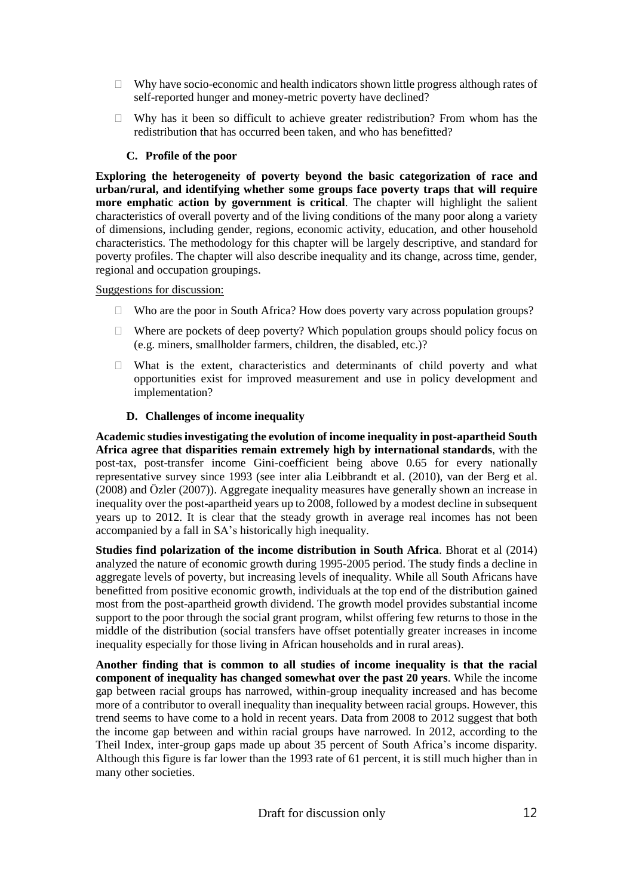- Why have socio-economic and health indicators shown little progress although rates of self-reported hunger and money-metric poverty have declined?
- Why has it been so difficult to achieve greater redistribution? From whom has the redistribution that has occurred been taken, and who has benefitted?

### C. Profile of the poor

**Exploring the heterogeneity of poverty beyond the basic categorization of race and urban/rural, and identifying whether some groups face poverty traps that will require more emphatic action by government is critical**. The chapter will highlight the salient characteristics of overall poverty and of the living conditions of the many poor along a variety of dimensions, including gender, regions, economic activity, education, and other household characteristics. The methodology for this chapter will be largely descriptive, and standard for poverty profiles. The chapter will also describe inequality and its change, across time, gender, regional and occupation groupings.

Suggestions for discussion:

- Who are the poor in South Africa? How does poverty vary across population groups?
- Where are pockets of deep poverty? Which population groups should policy focus on (e.g. miners, smallholder farmers, children, the disabled, etc.)?
- What is the extent, characteristics and determinants of child poverty and what opportunities exist for improved measurement and use in policy development and implementation?

### D. Challenges of income inequality

**Academic studies investigating the evolution of income inequality in post-apartheid South Africa agree that disparities remain extremely high by international standards**, with the post-tax, post-transfer income Gini-coefficient being above 0.65 for every nationally representative survey since 1993 (see inter alia Leibbrandt et al. (2010), van der Berg et al. (2008) and Özler (2007)). Aggregate inequality measures have generally shown an increase in inequality over the post-apartheid years up to 2008, followed by a modest decline in subsequent years up to 2012. It is clear that the steady growth in average real incomes has not been accompanied by a fall in SA's historically high inequality.

**Studies find polarization of the income distribution in South Africa**. Bhorat et al (2014) analyzed the nature of economic growth during 1995-2005 period. The study finds a decline in aggregate levels of poverty, but increasing levels of inequality. While all South Africans have benefitted from positive economic growth, individuals at the top end of the distribution gained most from the post-apartheid growth dividend. The growth model provides substantial income support to the poor through the social grant program, whilst offering few returns to those in the middle of the distribution (social transfers have offset potentially greater increases in income inequality especially for those living in African households and in rural areas).

**Another finding that is common to all studies of income inequality is that the racial component of inequality has changed somewhat over the past 20 years**. While the income gap between racial groups has narrowed, within-group inequality increased and has become more of a contributor to overall inequality than inequality between racial groups. However, this trend seems to have come to a hold in recent years. Data from 2008 to 2012 suggest that both the income gap between and within racial groups have narrowed. In 2012, according to the Theil Index, inter-group gaps made up about 35 percent of South Africa's income disparity. Although this figure is far lower than the 1993 rate of 61 percent, it is still much higher than in many other societies.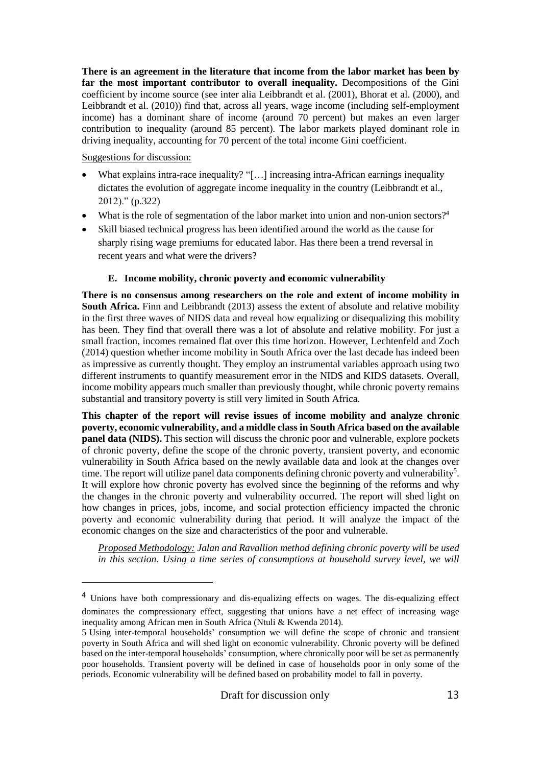**There is an agreement in the literature that income from the labor market has been by far the most important contributor to overall inequality.** Decompositions of the Gini coefficient by income source (see inter alia Leibbrandt et al. (2001), Bhorat et al. (2000), and Leibbrandt et al. (2010)) find that, across all years, wage income (including self-employment income) has a dominant share of income (around 70 percent) but makes an even larger contribution to inequality (around 85 percent). The labor markets played dominant role in driving inequality, accounting for 70 percent of the total income Gini coefficient.

Suggestions for discussion:

- What explains intra-race inequality? "[…] increasing intra-African earnings inequality dictates the evolution of aggregate income inequality in the country (Leibbrandt et al., 2012)." (p.322)
- What is the role of segmentation of the labor market into union and non-union sectors?[4]
- Skill biased technical progress has been identified around the world as the cause for sharply rising wage premiums for educated labor. Has there been a trend reversal in recent years and what were the drivers?

### E. Income mobility, chronic poverty and economic vulnerability

**There is no consensus among researchers on the role and extent of income mobility in South Africa.** Finn and Leibbrandt (2013) assess the extent of absolute and relative mobility in the first three waves of NIDS data and reveal how equalizing or disequalizing this mobility has been. They find that overall there was a lot of absolute and relative mobility. For just a small fraction, incomes remained flat over this time horizon. However, Lechtenfeld and Zoch (2014) question whether income mobility in South Africa over the last decade has indeed been as impressive as currently thought. They employ an instrumental variables approach using two different instruments to quantify measurement error in the NIDS and KIDS datasets. Overall, income mobility appears much smaller than previously thought, while chronic poverty remains substantial and transitory poverty is still very limited in South Africa.

**This chapter of the report will revise issues of income mobility and analyze chronic poverty, economic vulnerability, and a middle class in South Africa based on the available panel data (NIDS).** This section will discuss the chronic poor and vulnerable, explore pockets of chronic poverty, define the scope of the chronic poverty, transient poverty, and economic vulnerability in South Africa based on the newly available data and look at the changes over time. The report will utilize panel data components defining chronic poverty and vulnerability[5]. It will explore how chronic poverty has evolved since the beginning of the reforms and why the changes in the chronic poverty and vulnerability occurred. The report will shed light on how changes in prices, jobs, income, and social protection efficiency impacted the chronic poverty and economic vulnerability during that period. It will analyze the impact of the economic changes on the size and characteristics of the poor and vulnerable.

*Proposed Methodology: Jalan and Ravallion method defining chronic poverty will be used in this section. Using a time series of consumptions at household survey level, we will*

---

[4] Unions have both compressionary and dis-equalizing effects on wages. The dis-equalizing effect dominates the compressionary effect, suggesting that unions have a net effect of increasing wage inequality among African men in South Africa (Ntuli & Kwenda 2014).

[5] Using inter-temporal households' consumption we will define the scope of chronic and transient poverty in South Africa and will shed light on economic vulnerability. Chronic poverty will be defined based on the inter-temporal households' consumption, where chronically poor will be set as permanently poor households. Transient poverty will be defined in case of households poor in only some of the periods. Economic vulnerability will be defined based on probability model to fall in poverty.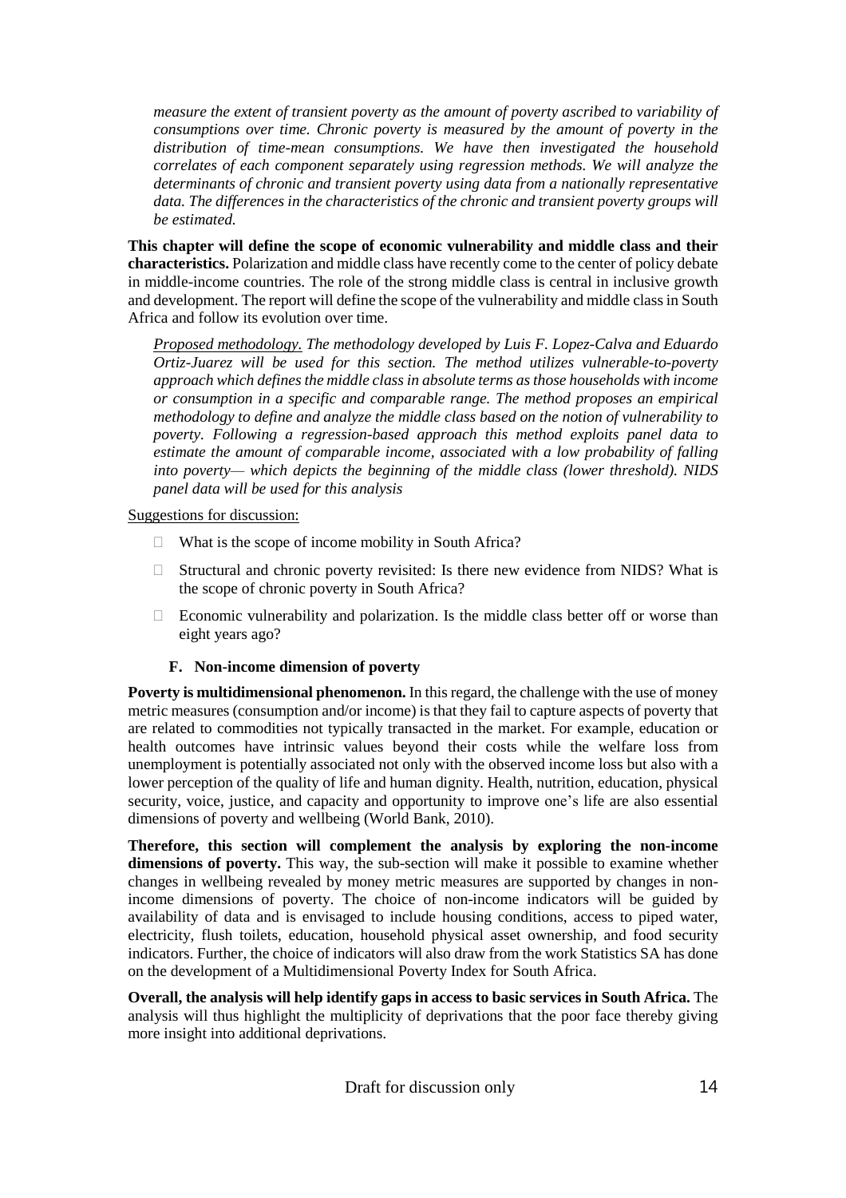*measure the extent of transient poverty as the amount of poverty ascribed to variability of consumptions over time. Chronic poverty is measured by the amount of poverty in the distribution of time-mean consumptions. We have then investigated the household correlates of each component separately using regression methods. We will analyze the determinants of chronic and transient poverty using data from a nationally representative data. The differences in the characteristics of the chronic and transient poverty groups will be estimated.*

**This chapter will define the scope of economic vulnerability and middle class and their characteristics.** Polarization and middle class have recently come to the center of policy debate in middle-income countries. The role of the strong middle class is central in inclusive growth and development. The report will define the scope of the vulnerability and middle class in South Africa and follow its evolution over time.

*Proposed methodology. The methodology developed by Luis F. Lopez-Calva and Eduardo Ortiz-Juarez will be used for this section. The method utilizes vulnerable-to-poverty approach which defines the middle class in absolute terms as those households with income or consumption in a specific and comparable range. The method proposes an empirical methodology to define and analyze the middle class based on the notion of vulnerability to poverty. Following a regression-based approach this method exploits panel data to estimate the amount of comparable income, associated with a low probability of falling into poverty— which depicts the beginning of the middle class (lower threshold). NIDS panel data will be used for this analysis*

Suggestions for discussion:

- What is the scope of income mobility in South Africa?
- Structural and chronic poverty revisited: Is there new evidence from NIDS? What is the scope of chronic poverty in South Africa?
- Economic vulnerability and polarization. Is the middle class better off or worse than eight years ago?

### F. Non-income dimension of poverty

**Poverty is multidimensional phenomenon.** In this regard, the challenge with the use of money metric measures (consumption and/or income) is that they fail to capture aspects of poverty that are related to commodities not typically transacted in the market. For example, education or health outcomes have intrinsic values beyond their costs while the welfare loss from unemployment is potentially associated not only with the observed income loss but also with a lower perception of the quality of life and human dignity. Health, nutrition, education, physical security, voice, justice, and capacity and opportunity to improve one's life are also essential dimensions of poverty and wellbeing (World Bank, 2010).

**Therefore, this section will complement the analysis by exploring the non-income dimensions of poverty.** This way, the sub-section will make it possible to examine whether changes in wellbeing revealed by money metric measures are supported by changes in non-income dimensions of poverty. The choice of non-income indicators will be guided by availability of data and is envisaged to include housing conditions, access to piped water, electricity, flush toilets, education, household physical asset ownership, and food security indicators. Further, the choice of indicators will also draw from the work Statistics SA has done on the development of a Multidimensional Poverty Index for South Africa.

**Overall, the analysis will help identify gaps in access to basic services in South Africa.** The analysis will thus highlight the multiplicity of deprivations that the poor face thereby giving more insight into additional deprivations.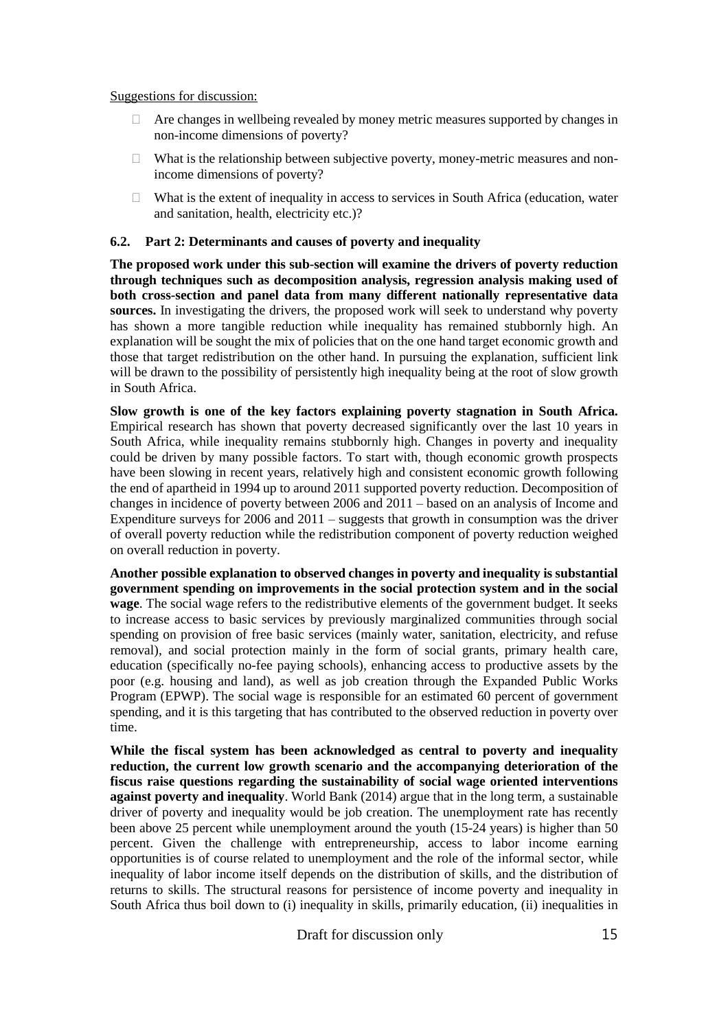Suggestions for discussion:

- Are changes in wellbeing revealed by money metric measures supported by changes in non-income dimensions of poverty?
- What is the relationship between subjective poverty, money-metric measures and non-income dimensions of poverty?
- What is the extent of inequality in access to services in South Africa (education, water and sanitation, health, electricity etc.)?

### 6.2. Part 2: Determinants and causes of poverty and inequality

**The proposed work under this sub-section will examine the drivers of poverty reduction through techniques such as decomposition analysis, regression analysis making used of both cross-section and panel data from many different nationally representative data sources.** In investigating the drivers, the proposed work will seek to understand why poverty has shown a more tangible reduction while inequality has remained stubbornly high. An explanation will be sought the mix of policies that on the one hand target economic growth and those that target redistribution on the other hand. In pursuing the explanation, sufficient link will be drawn to the possibility of persistently high inequality being at the root of slow growth in South Africa.

**Slow growth is one of the key factors explaining poverty stagnation in South Africa.** Empirical research has shown that poverty decreased significantly over the last 10 years in South Africa, while inequality remains stubbornly high. Changes in poverty and inequality could be driven by many possible factors. To start with, though economic growth prospects have been slowing in recent years, relatively high and consistent economic growth following the end of apartheid in 1994 up to around 2011 supported poverty reduction. Decomposition of changes in incidence of poverty between 2006 and 2011 – based on an analysis of Income and Expenditure surveys for 2006 and 2011 – suggests that growth in consumption was the driver of overall poverty reduction while the redistribution component of poverty reduction weighed on overall reduction in poverty.

**Another possible explanation to observed changes in poverty and inequality is substantial government spending on improvements in the social protection system and in the social wage**. The social wage refers to the redistributive elements of the government budget. It seeks to increase access to basic services by previously marginalized communities through social spending on provision of free basic services (mainly water, sanitation, electricity, and refuse removal), and social protection mainly in the form of social grants, primary health care, education (specifically no-fee paying schools), enhancing access to productive assets by the poor (e.g. housing and land), as well as job creation through the Expanded Public Works Program (EPWP). The social wage is responsible for an estimated 60 percent of government spending, and it is this targeting that has contributed to the observed reduction in poverty over time.

**While the fiscal system has been acknowledged as central to poverty and inequality reduction, the current low growth scenario and the accompanying deterioration of the fiscus raise questions regarding the sustainability of social wage oriented interventions against poverty and inequality**. World Bank (2014) argue that in the long term, a sustainable driver of poverty and inequality would be job creation. The unemployment rate has recently been above 25 percent while unemployment around the youth (15-24 years) is higher than 50 percent. Given the challenge with entrepreneurship, access to labor income earning opportunities is of course related to unemployment and the role of the informal sector, while inequality of labor income itself depends on the distribution of skills, and the distribution of returns to skills. The structural reasons for persistence of income poverty and inequality in South Africa thus boil down to (i) inequality in skills, primarily education, (ii) inequalities in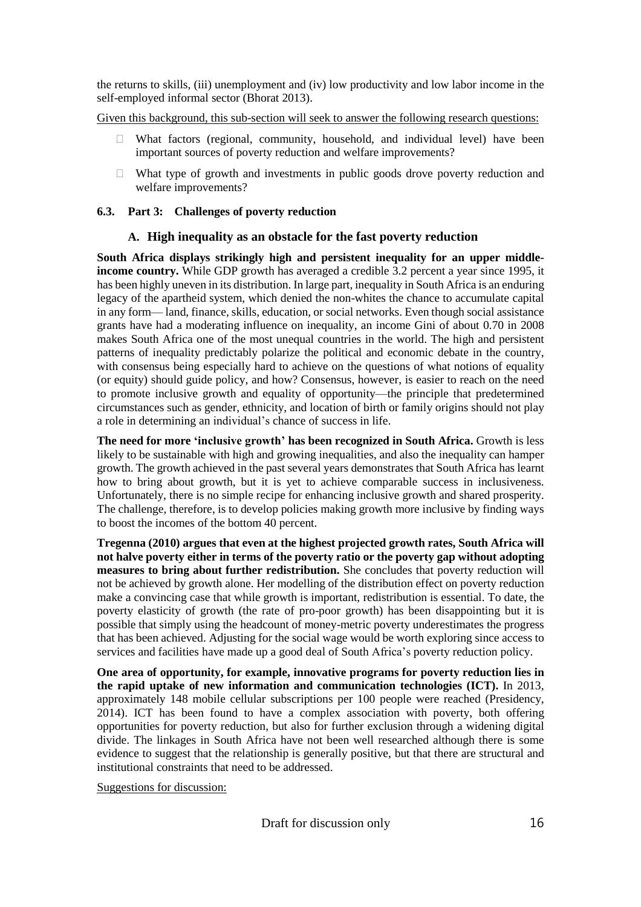the returns to skills, (iii) unemployment and (iv) low productivity and low labor income in the self-employed informal sector (Bhorat 2013).

Given this background, this sub-section will seek to answer the following research questions:

- What factors (regional, community, household, and individual level) have been important sources of poverty reduction and welfare improvements?
- What type of growth and investments in public goods drove poverty reduction and welfare improvements?

### 6.3. Part 3: Challenges of poverty reduction

#### A. High inequality as an obstacle for the fast poverty reduction

**South Africa displays strikingly high and persistent inequality for an upper middle-income country.** While GDP growth has averaged a credible 3.2 percent a year since 1995, it has been highly uneven in its distribution. In large part, inequality in South Africa is an enduring legacy of the apartheid system, which denied the non-whites the chance to accumulate capital in any form— land, finance, skills, education, or social networks. Even though social assistance grants have had a moderating influence on inequality, an income Gini of about 0.70 in 2008 makes South Africa one of the most unequal countries in the world. The high and persistent patterns of inequality predictably polarize the political and economic debate in the country, with consensus being especially hard to achieve on the questions of what notions of equality (or equity) should guide policy, and how? Consensus, however, is easier to reach on the need to promote inclusive growth and equality of opportunity—the principle that predetermined circumstances such as gender, ethnicity, and location of birth or family origins should not play a role in determining an individual's chance of success in life.

**The need for more 'inclusive growth' has been recognized in South Africa.** Growth is less likely to be sustainable with high and growing inequalities, and also the inequality can hamper growth. The growth achieved in the past several years demonstrates that South Africa has learnt how to bring about growth, but it is yet to achieve comparable success in inclusiveness. Unfortunately, there is no simple recipe for enhancing inclusive growth and shared prosperity. The challenge, therefore, is to develop policies making growth more inclusive by finding ways to boost the incomes of the bottom 40 percent.

**Tregenna (2010) argues that even at the highest projected growth rates, South Africa will not halve poverty either in terms of the poverty ratio or the poverty gap without adopting measures to bring about further redistribution.** She concludes that poverty reduction will not be achieved by growth alone. Her modelling of the distribution effect on poverty reduction make a convincing case that while growth is important, redistribution is essential. To date, the poverty elasticity of growth (the rate of pro-poor growth) has been disappointing but it is possible that simply using the headcount of money-metric poverty underestimates the progress that has been achieved. Adjusting for the social wage would be worth exploring since access to services and facilities have made up a good deal of South Africa's poverty reduction policy.

**One area of opportunity, for example, innovative programs for poverty reduction lies in the rapid uptake of new information and communication technologies (ICT).** In 2013, approximately 148 mobile cellular subscriptions per 100 people were reached (Presidency, 2014). ICT has been found to have a complex association with poverty, both offering opportunities for poverty reduction, but also for further exclusion through a widening digital divide. The linkages in South Africa have not been well researched although there is some evidence to suggest that the relationship is generally positive, but that there are structural and institutional constraints that need to be addressed.

Suggestions for discussion: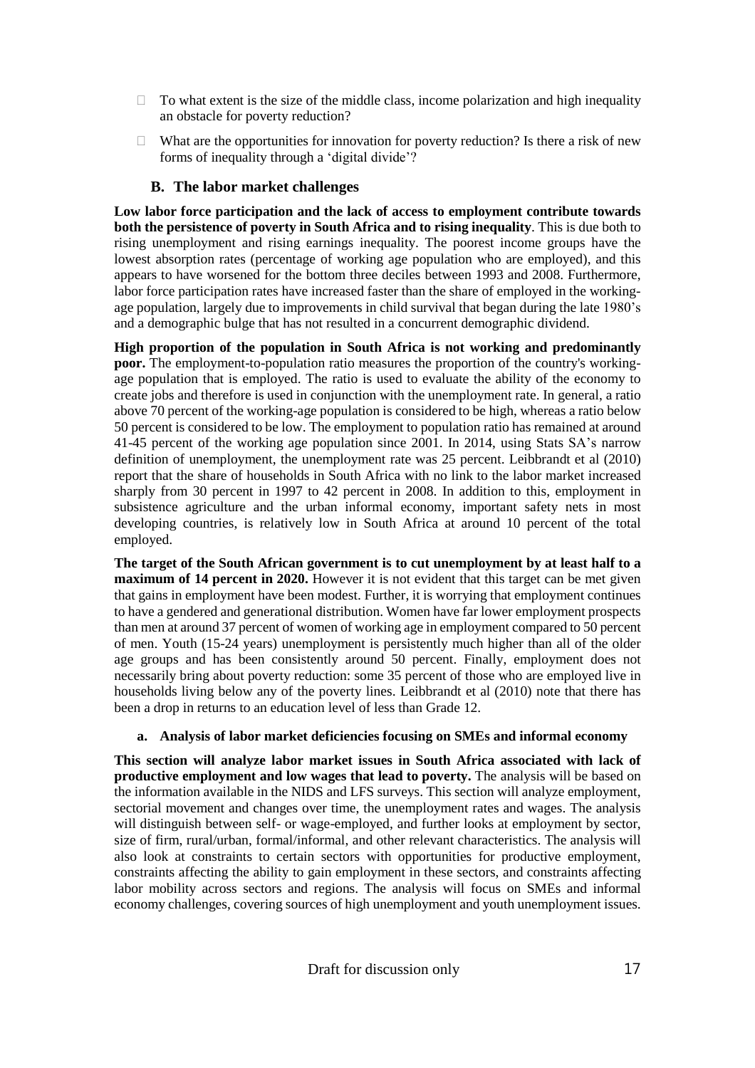- To what extent is the size of the middle class, income polarization and high inequality an obstacle for poverty reduction?
- What are the opportunities for innovation for poverty reduction? Is there a risk of new forms of inequality through a 'digital divide'?

## B. The labor market challenges

**Low labor force participation and the lack of access to employment contribute towards both the persistence of poverty in South Africa and to rising inequality**. This is due both to rising unemployment and rising earnings inequality. The poorest income groups have the lowest absorption rates (percentage of working age population who are employed), and this appears to have worsened for the bottom three deciles between 1993 and 2008. Furthermore, labor force participation rates have increased faster than the share of employed in the working-age population, largely due to improvements in child survival that began during the late 1980's and a demographic bulge that has not resulted in a concurrent demographic dividend.

**High proportion of the population in South Africa is not working and predominantly poor.** The employment-to-population ratio measures the proportion of the country's working-age population that is employed. The ratio is used to evaluate the ability of the economy to create jobs and therefore is used in conjunction with the unemployment rate. In general, a ratio above 70 percent of the working-age population is considered to be high, whereas a ratio below 50 percent is considered to be low. The employment to population ratio has remained at around 41-45 percent of the working age population since 2001. In 2014, using Stats SA's narrow definition of unemployment, the unemployment rate was 25 percent. Leibbrandt et al (2010) report that the share of households in South Africa with no link to the labor market increased sharply from 30 percent in 1997 to 42 percent in 2008. In addition to this, employment in subsistence agriculture and the urban informal economy, important safety nets in most developing countries, is relatively low in South Africa at around 10 percent of the total employed.

**The target of the South African government is to cut unemployment by at least half to a maximum of 14 percent in 2020.** However it is not evident that this target can be met given that gains in employment have been modest. Further, it is worrying that employment continues to have a gendered and generational distribution. Women have far lower employment prospects than men at around 37 percent of women of working age in employment compared to 50 percent of men. Youth (15-24 years) unemployment is persistently much higher than all of the older age groups and has been consistently around 50 percent. Finally, employment does not necessarily bring about poverty reduction: some 35 percent of those who are employed live in households living below any of the poverty lines. Leibbrandt et al (2010) note that there has been a drop in returns to an education level of less than Grade 12.

### a. Analysis of labor market deficiencies focusing on SMEs and informal economy

**This section will analyze labor market issues in South Africa associated with lack of productive employment and low wages that lead to poverty.** The analysis will be based on the information available in the NIDS and LFS surveys. This section will analyze employment, sectorial movement and changes over time, the unemployment rates and wages. The analysis will distinguish between self- or wage-employed, and further looks at employment by sector, size of firm, rural/urban, formal/informal, and other relevant characteristics. The analysis will also look at constraints to certain sectors with opportunities for productive employment, constraints affecting the ability to gain employment in these sectors, and constraints affecting labor mobility across sectors and regions. The analysis will focus on SMEs and informal economy challenges, covering sources of high unemployment and youth unemployment issues.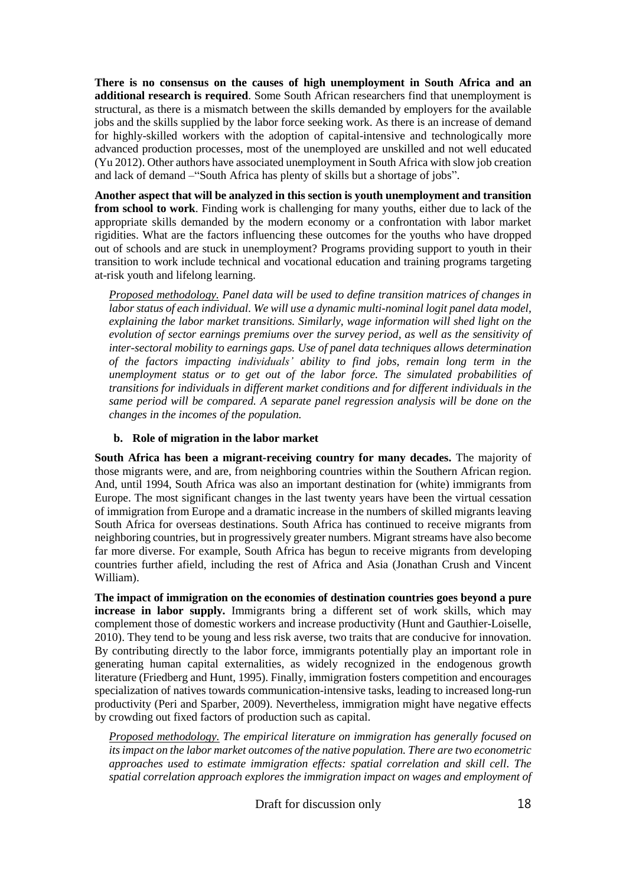**There is no consensus on the causes of high unemployment in South Africa and an additional research is required**. Some South African researchers find that unemployment is structural, as there is a mismatch between the skills demanded by employers for the available jobs and the skills supplied by the labor force seeking work. As there is an increase of demand for highly-skilled workers with the adoption of capital-intensive and technologically more advanced production processes, most of the unemployed are unskilled and not well educated (Yu 2012). Other authors have associated unemployment in South Africa with slow job creation and lack of demand –"South Africa has plenty of skills but a shortage of jobs".

**Another aspect that will be analyzed in this section is youth unemployment and transition from school to work**. Finding work is challenging for many youths, either due to lack of the appropriate skills demanded by the modern economy or a confrontation with labor market rigidities. What are the factors influencing these outcomes for the youths who have dropped out of schools and are stuck in unemployment? Programs providing support to youth in their transition to work include technical and vocational education and training programs targeting at-risk youth and lifelong learning.

> *Proposed methodology. Panel data will be used to define transition matrices of changes in labor status of each individual. We will use a dynamic multi-nominal logit panel data model, explaining the labor market transitions. Similarly, wage information will shed light on the evolution of sector earnings premiums over the survey period, as well as the sensitivity of inter-sectoral mobility to earnings gaps. Use of panel data techniques allows determination of the factors impacting individuals' ability to find jobs, remain long term in the unemployment status or to get out of the labor force. The simulated probabilities of transitions for individuals in different market conditions and for different individuals in the same period will be compared. A separate panel regression analysis will be done on the changes in the incomes of the population.*

### b. Role of migration in the labor market

**South Africa has been a migrant-receiving country for many decades.** The majority of those migrants were, and are, from neighboring countries within the Southern African region. And, until 1994, South Africa was also an important destination for (white) immigrants from Europe. The most significant changes in the last twenty years have been the virtual cessation of immigration from Europe and a dramatic increase in the numbers of skilled migrants leaving South Africa for overseas destinations. South Africa has continued to receive migrants from neighboring countries, but in progressively greater numbers. Migrant streams have also become far more diverse. For example, South Africa has begun to receive migrants from developing countries further afield, including the rest of Africa and Asia (Jonathan Crush and Vincent William).

**The impact of immigration on the economies of destination countries goes beyond a pure increase in labor supply.** Immigrants bring a different set of work skills, which may complement those of domestic workers and increase productivity (Hunt and Gauthier-Loiselle, 2010). They tend to be young and less risk averse, two traits that are conducive for innovation. By contributing directly to the labor force, immigrants potentially play an important role in generating human capital externalities, as widely recognized in the endogenous growth literature (Friedberg and Hunt, 1995). Finally, immigration fosters competition and encourages specialization of natives towards communication-intensive tasks, leading to increased long-run productivity (Peri and Sparber, 2009). Nevertheless, immigration might have negative effects by crowding out fixed factors of production such as capital.

> *Proposed methodology. The empirical literature on immigration has generally focused on its impact on the labor market outcomes of the native population. There are two econometric approaches used to estimate immigration effects: spatial correlation and skill cell. The spatial correlation approach explores the immigration impact on wages and employment of*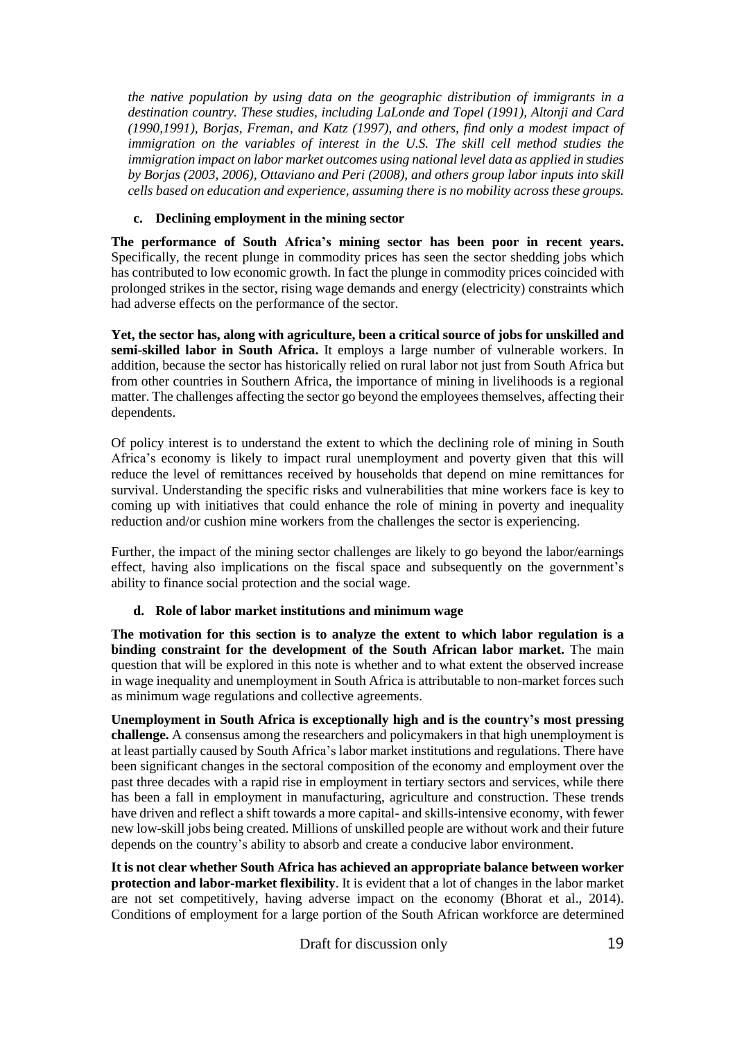*the native population by using data on the geographic distribution of immigrants in a destination country. These studies, including LaLonde and Topel (1991), Altonji and Card (1990,1991), Borjas, Freman, and Katz (1997), and others, find only a modest impact of immigration on the variables of interest in the U.S. The skill cell method studies the immigration impact on labor market outcomes using national level data as applied in studies by Borjas (2003, 2006), Ottaviano and Peri (2008), and others group labor inputs into skill cells based on education and experience, assuming there is no mobility across these groups.*

### c. Declining employment in the mining sector

**The performance of South Africa's mining sector has been poor in recent years.** Specifically, the recent plunge in commodity prices has seen the sector shedding jobs which has contributed to low economic growth. In fact the plunge in commodity prices coincided with prolonged strikes in the sector, rising wage demands and energy (electricity) constraints which had adverse effects on the performance of the sector.

**Yet, the sector has, along with agriculture, been a critical source of jobs for unskilled and semi-skilled labor in South Africa.** It employs a large number of vulnerable workers. In addition, because the sector has historically relied on rural labor not just from South Africa but from other countries in Southern Africa, the importance of mining in livelihoods is a regional matter. The challenges affecting the sector go beyond the employees themselves, affecting their dependents.

Of policy interest is to understand the extent to which the declining role of mining in South Africa's economy is likely to impact rural unemployment and poverty given that this will reduce the level of remittances received by households that depend on mine remittances for survival. Understanding the specific risks and vulnerabilities that mine workers face is key to coming up with initiatives that could enhance the role of mining in poverty and inequality reduction and/or cushion mine workers from the challenges the sector is experiencing.

Further, the impact of the mining sector challenges are likely to go beyond the labor/earnings effect, having also implications on the fiscal space and subsequently on the government's ability to finance social protection and the social wage.

### d. Role of labor market institutions and minimum wage

**The motivation for this section is to analyze the extent to which labor regulation is a binding constraint for the development of the South African labor market.** The main question that will be explored in this note is whether and to what extent the observed increase in wage inequality and unemployment in South Africa is attributable to non-market forces such as minimum wage regulations and collective agreements.

**Unemployment in South Africa is exceptionally high and is the country's most pressing challenge.** A consensus among the researchers and policymakers in that high unemployment is at least partially caused by South Africa's labor market institutions and regulations. There have been significant changes in the sectoral composition of the economy and employment over the past three decades with a rapid rise in employment in tertiary sectors and services, while there has been a fall in employment in manufacturing, agriculture and construction. These trends have driven and reflect a shift towards a more capital- and skills-intensive economy, with fewer new low-skill jobs being created. Millions of unskilled people are without work and their future depends on the country's ability to absorb and create a conducive labor environment.

**It is not clear whether South Africa has achieved an appropriate balance between worker protection and labor-market flexibility**. It is evident that a lot of changes in the labor market are not set competitively, having adverse impact on the economy (Bhorat et al., 2014). Conditions of employment for a large portion of the South African workforce are determined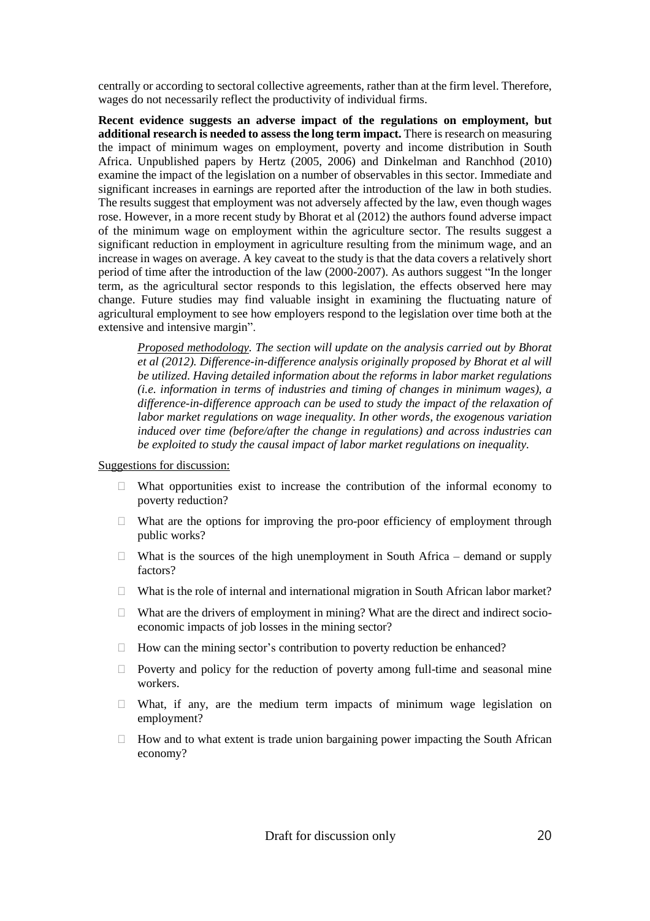centrally or according to sectoral collective agreements, rather than at the firm level. Therefore, wages do not necessarily reflect the productivity of individual firms.

**Recent evidence suggests an adverse impact of the regulations on employment, but additional research is needed to assess the long term impact.** There is research on measuring the impact of minimum wages on employment, poverty and income distribution in South Africa. Unpublished papers by Hertz (2005, 2006) and Dinkelman and Ranchhod (2010) examine the impact of the legislation on a number of observables in this sector. Immediate and significant increases in earnings are reported after the introduction of the law in both studies. The results suggest that employment was not adversely affected by the law, even though wages rose. However, in a more recent study by Bhorat et al (2012) the authors found adverse impact of the minimum wage on employment within the agriculture sector. The results suggest a significant reduction in employment in agriculture resulting from the minimum wage, and an increase in wages on average. A key caveat to the study is that the data covers a relatively short period of time after the introduction of the law (2000-2007). As authors suggest "In the longer term, as the agricultural sector responds to this legislation, the effects observed here may change. Future studies may find valuable insight in examining the fluctuating nature of agricultural employment to see how employers respond to the legislation over time both at the extensive and intensive margin".

> *Proposed methodology. The section will update on the analysis carried out by Bhorat et al (2012). Difference-in-difference analysis originally proposed by Bhorat et al will be utilized. Having detailed information about the reforms in labor market regulations (i.e. information in terms of industries and timing of changes in minimum wages), a difference-in-difference approach can be used to study the impact of the relaxation of labor market regulations on wage inequality. In other words, the exogenous variation induced over time (before/after the change in regulations) and across industries can be exploited to study the causal impact of labor market regulations on inequality.*

Suggestions for discussion:

- What opportunities exist to increase the contribution of the informal economy to poverty reduction?
- What are the options for improving the pro-poor efficiency of employment through public works?
- What is the sources of the high unemployment in South Africa – demand or supply factors?
- What is the role of internal and international migration in South African labor market?
- What are the drivers of employment in mining? What are the direct and indirect socio-economic impacts of job losses in the mining sector?
- How can the mining sector's contribution to poverty reduction be enhanced?
- Poverty and policy for the reduction of poverty among full-time and seasonal mine workers.
- What, if any, are the medium term impacts of minimum wage legislation on employment?
- How and to what extent is trade union bargaining power impacting the South African economy?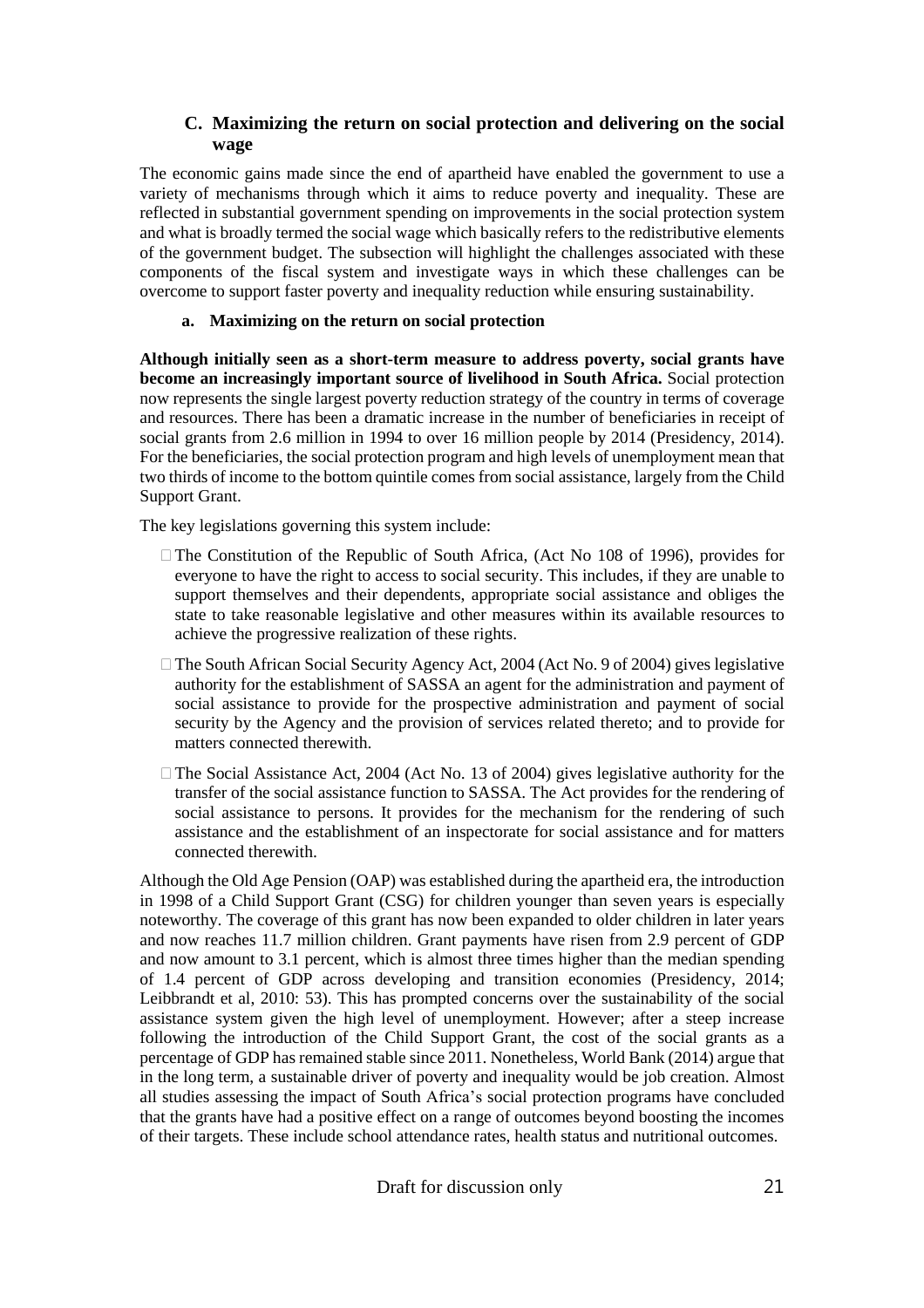## C. Maximizing the return on social protection and delivering on the social wage

The economic gains made since the end of apartheid have enabled the government to use a variety of mechanisms through which it aims to reduce poverty and inequality. These are reflected in substantial government spending on improvements in the social protection system and what is broadly termed the social wage which basically refers to the redistributive elements of the government budget. The subsection will highlight the challenges associated with these components of the fiscal system and investigate ways in which these challenges can be overcome to support faster poverty and inequality reduction while ensuring sustainability.

### a. Maximizing on the return on social protection

**Although initially seen as a short-term measure to address poverty, social grants have become an increasingly important source of livelihood in South Africa.** Social protection now represents the single largest poverty reduction strategy of the country in terms of coverage and resources. There has been a dramatic increase in the number of beneficiaries in receipt of social grants from 2.6 million in 1994 to over 16 million people by 2014 (Presidency, 2014). For the beneficiaries, the social protection program and high levels of unemployment mean that two thirds of income to the bottom quintile comes from social assistance, largely from the Child Support Grant.

The key legislations governing this system include:

- The Constitution of the Republic of South Africa, (Act No 108 of 1996), provides for everyone to have the right to access to social security. This includes, if they are unable to support themselves and their dependents, appropriate social assistance and obliges the state to take reasonable legislative and other measures within its available resources to achieve the progressive realization of these rights.
- The South African Social Security Agency Act, 2004 (Act No. 9 of 2004) gives legislative authority for the establishment of SASSA an agent for the administration and payment of social assistance to provide for the prospective administration and payment of social security by the Agency and the provision of services related thereto; and to provide for matters connected therewith.
- The Social Assistance Act, 2004 (Act No. 13 of 2004) gives legislative authority for the transfer of the social assistance function to SASSA. The Act provides for the rendering of social assistance to persons. It provides for the mechanism for the rendering of such assistance and the establishment of an inspectorate for social assistance and for matters connected therewith.

Although the Old Age Pension (OAP) was established during the apartheid era, the introduction in 1998 of a Child Support Grant (CSG) for children younger than seven years is especially noteworthy. The coverage of this grant has now been expanded to older children in later years and now reaches 11.7 million children. Grant payments have risen from 2.9 percent of GDP and now amount to 3.1 percent, which is almost three times higher than the median spending of 1.4 percent of GDP across developing and transition economies (Presidency, 2014; Leibbrandt et al, 2010: 53). This has prompted concerns over the sustainability of the social assistance system given the high level of unemployment. However; after a steep increase following the introduction of the Child Support Grant, the cost of the social grants as a percentage of GDP has remained stable since 2011. Nonetheless, World Bank (2014) argue that in the long term, a sustainable driver of poverty and inequality would be job creation. Almost all studies assessing the impact of South Africa's social protection programs have concluded that the grants have had a positive effect on a range of outcomes beyond boosting the incomes of their targets. These include school attendance rates, health status and nutritional outcomes.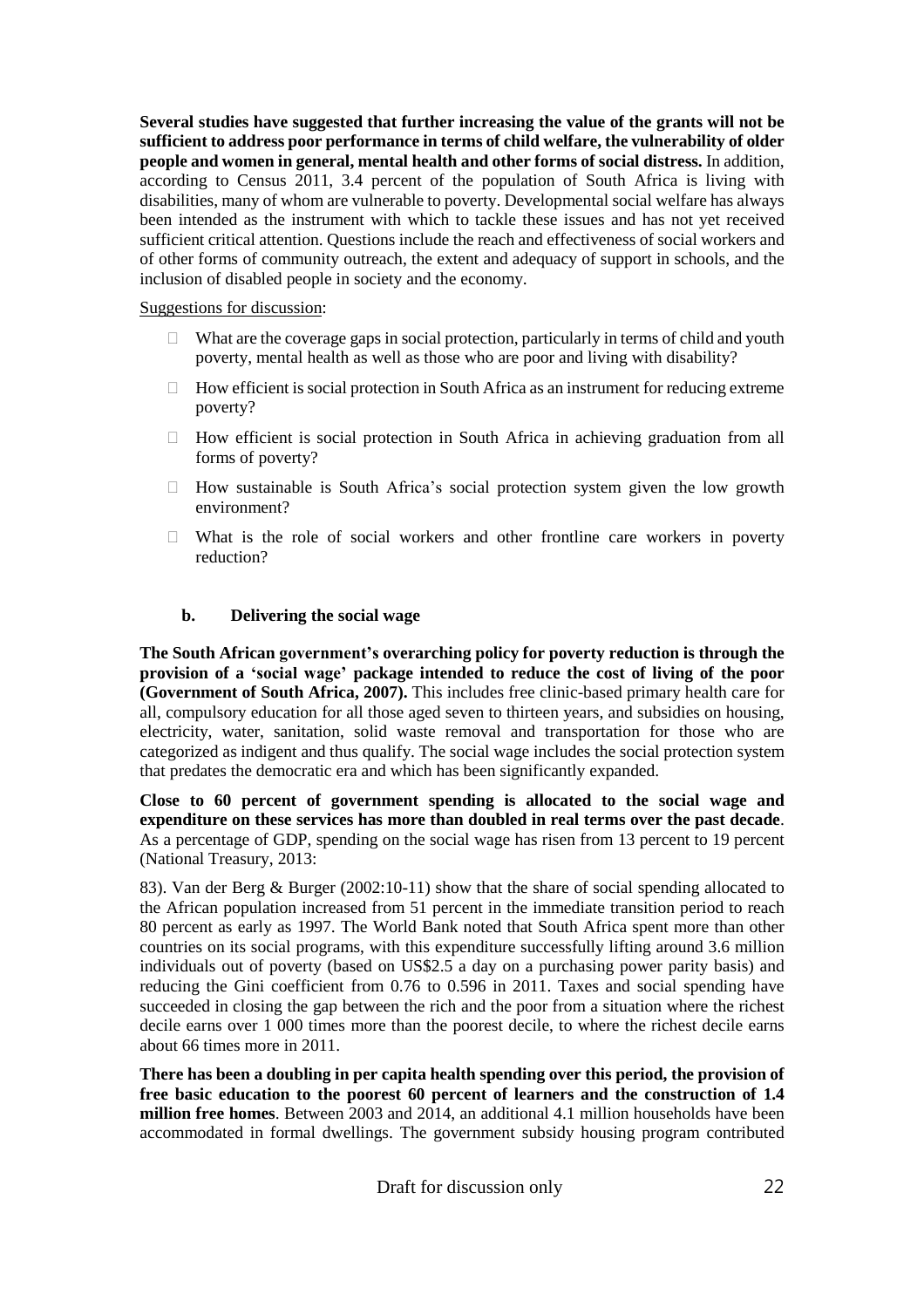**Several studies have suggested that further increasing the value of the grants will not be sufficient to address poor performance in terms of child welfare, the vulnerability of older people and women in general, mental health and other forms of social distress.** In addition, according to Census 2011, 3.4 percent of the population of South Africa is living with disabilities, many of whom are vulnerable to poverty. Developmental social welfare has always been intended as the instrument with which to tackle these issues and has not yet received sufficient critical attention. Questions include the reach and effectiveness of social workers and of other forms of community outreach, the extent and adequacy of support in schools, and the inclusion of disabled people in society and the economy.

Suggestions for discussion:

- What are the coverage gaps in social protection, particularly in terms of child and youth poverty, mental health as well as those who are poor and living with disability?
- How efficient is social protection in South Africa as an instrument for reducing extreme poverty?
- How efficient is social protection in South Africa in achieving graduation from all forms of poverty?
- How sustainable is South Africa's social protection system given the low growth environment?
- What is the role of social workers and other frontline care workers in poverty reduction?

### b. Delivering the social wage

**The South African government's overarching policy for poverty reduction is through the provision of a 'social wage' package intended to reduce the cost of living of the poor (Government of South Africa, 2007).** This includes free clinic-based primary health care for all, compulsory education for all those aged seven to thirteen years, and subsidies on housing, electricity, water, sanitation, solid waste removal and transportation for those who are categorized as indigent and thus qualify. The social wage includes the social protection system that predates the democratic era and which has been significantly expanded.

**Close to 60 percent of government spending is allocated to the social wage and expenditure on these services has more than doubled in real terms over the past decade**. As a percentage of GDP, spending on the social wage has risen from 13 percent to 19 percent (National Treasury, 2013:

83). Van der Berg & Burger (2002:10-11) show that the share of social spending allocated to the African population increased from 51 percent in the immediate transition period to reach 80 percent as early as 1997. The World Bank noted that South Africa spent more than other countries on its social programs, with this expenditure successfully lifting around 3.6 million individuals out of poverty (based on US$2.5 a day on a purchasing power parity basis) and reducing the Gini coefficient from 0.76 to 0.596 in 2011. Taxes and social spending have succeeded in closing the gap between the rich and the poor from a situation where the richest decile earns over 1 000 times more than the poorest decile, to where the richest decile earns about 66 times more in 2011.

**There has been a doubling in per capita health spending over this period, the provision of free basic education to the poorest 60 percent of learners and the construction of 1.4 million free homes**. Between 2003 and 2014, an additional 4.1 million households have been accommodated in formal dwellings. The government subsidy housing program contributed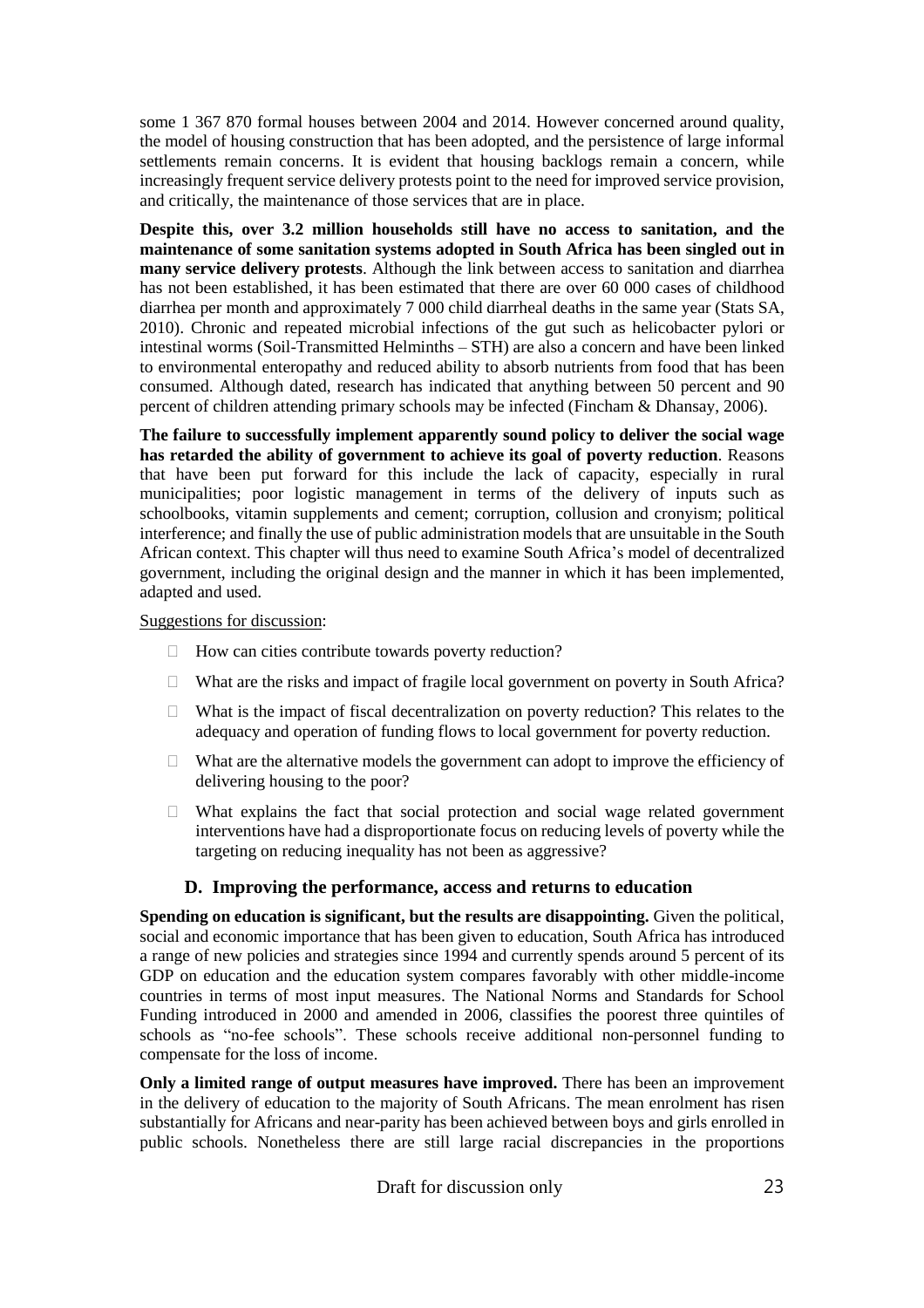some 1 367 870 formal houses between 2004 and 2014. However concerned around quality, the model of housing construction that has been adopted, and the persistence of large informal settlements remain concerns. It is evident that housing backlogs remain a concern, while increasingly frequent service delivery protests point to the need for improved service provision, and critically, the maintenance of those services that are in place.

**Despite this, over 3.2 million households still have no access to sanitation, and the maintenance of some sanitation systems adopted in South Africa has been singled out in many service delivery protests**. Although the link between access to sanitation and diarrhea has not been established, it has been estimated that there are over 60 000 cases of childhood diarrhea per month and approximately 7 000 child diarrheal deaths in the same year (Stats SA, 2010). Chronic and repeated microbial infections of the gut such as helicobacter pylori or intestinal worms (Soil-Transmitted Helminths – STH) are also a concern and have been linked to environmental enteropathy and reduced ability to absorb nutrients from food that has been consumed. Although dated, research has indicated that anything between 50 percent and 90 percent of children attending primary schools may be infected (Fincham & Dhansay, 2006).

**The failure to successfully implement apparently sound policy to deliver the social wage has retarded the ability of government to achieve its goal of poverty reduction**. Reasons that have been put forward for this include the lack of capacity, especially in rural municipalities; poor logistic management in terms of the delivery of inputs such as schoolbooks, vitamin supplements and cement; corruption, collusion and cronyism; political interference; and finally the use of public administration models that are unsuitable in the South African context. This chapter will thus need to examine South Africa's model of decentralized government, including the original design and the manner in which it has been implemented, adapted and used.

Suggestions for discussion:

- How can cities contribute towards poverty reduction?
- What are the risks and impact of fragile local government on poverty in South Africa?
- What is the impact of fiscal decentralization on poverty reduction? This relates to the adequacy and operation of funding flows to local government for poverty reduction.
- What are the alternative models the government can adopt to improve the efficiency of delivering housing to the poor?
- What explains the fact that social protection and social wage related government interventions have had a disproportionate focus on reducing levels of poverty while the targeting on reducing inequality has not been as aggressive?

### D. Improving the performance, access and returns to education

**Spending on education is significant, but the results are disappointing.** Given the political, social and economic importance that has been given to education, South Africa has introduced a range of new policies and strategies since 1994 and currently spends around 5 percent of its GDP on education and the education system compares favorably with other middle-income countries in terms of most input measures. The National Norms and Standards for School Funding introduced in 2000 and amended in 2006, classifies the poorest three quintiles of schools as "no-fee schools". These schools receive additional non-personnel funding to compensate for the loss of income.

**Only a limited range of output measures have improved.** There has been an improvement in the delivery of education to the majority of South Africans. The mean enrolment has risen substantially for Africans and near-parity has been achieved between boys and girls enrolled in public schools. Nonetheless there are still large racial discrepancies in the proportions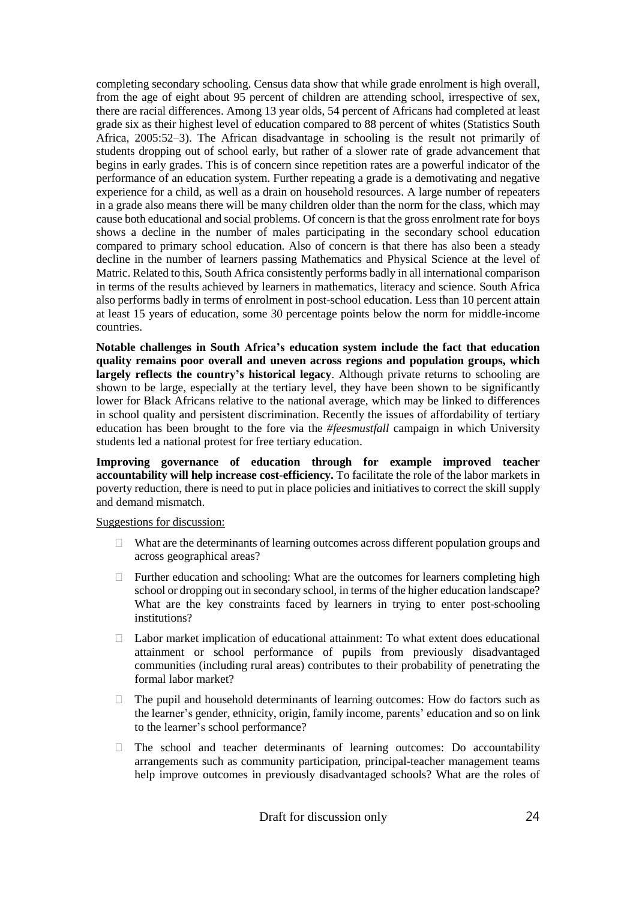completing secondary schooling. Census data show that while grade enrolment is high overall, from the age of eight about 95 percent of children are attending school, irrespective of sex, there are racial differences. Among 13 year olds, 54 percent of Africans had completed at least grade six as their highest level of education compared to 88 percent of whites (Statistics South Africa, 2005:52–3). The African disadvantage in schooling is the result not primarily of students dropping out of school early, but rather of a slower rate of grade advancement that begins in early grades. This is of concern since repetition rates are a powerful indicator of the performance of an education system. Further repeating a grade is a demotivating and negative experience for a child, as well as a drain on household resources. A large number of repeaters in a grade also means there will be many children older than the norm for the class, which may cause both educational and social problems. Of concern is that the gross enrolment rate for boys shows a decline in the number of males participating in the secondary school education compared to primary school education. Also of concern is that there has also been a steady decline in the number of learners passing Mathematics and Physical Science at the level of Matric. Related to this, South Africa consistently performs badly in all international comparison in terms of the results achieved by learners in mathematics, literacy and science. South Africa also performs badly in terms of enrolment in post-school education. Less than 10 percent attain at least 15 years of education, some 30 percentage points below the norm for middle-income countries.

**Notable challenges in South Africa's education system include the fact that education quality remains poor overall and uneven across regions and population groups, which largely reflects the country's historical legacy**. Although private returns to schooling are shown to be large, especially at the tertiary level, they have been shown to be significantly lower for Black Africans relative to the national average, which may be linked to differences in school quality and persistent discrimination. Recently the issues of affordability of tertiary education has been brought to the fore via the ***#feesmustfall*** campaign in which University students led a national protest for free tertiary education.

**Improving governance of education through for example improved teacher accountability will help increase cost-efficiency.** To facilitate the role of the labor markets in poverty reduction, there is need to put in place policies and initiatives to correct the skill supply and demand mismatch.

Suggestions for discussion:

- What are the determinants of learning outcomes across different population groups and across geographical areas?
- Further education and schooling: What are the outcomes for learners completing high school or dropping out in secondary school, in terms of the higher education landscape? What are the key constraints faced by learners in trying to enter post-schooling institutions?
- Labor market implication of educational attainment: To what extent does educational attainment or school performance of pupils from previously disadvantaged communities (including rural areas) contributes to their probability of penetrating the formal labor market?
- The pupil and household determinants of learning outcomes: How do factors such as the learner's gender, ethnicity, origin, family income, parents' education and so on link to the learner's school performance?
- The school and teacher determinants of learning outcomes: Do accountability arrangements such as community participation, principal-teacher management teams help improve outcomes in previously disadvantaged schools? What are the roles of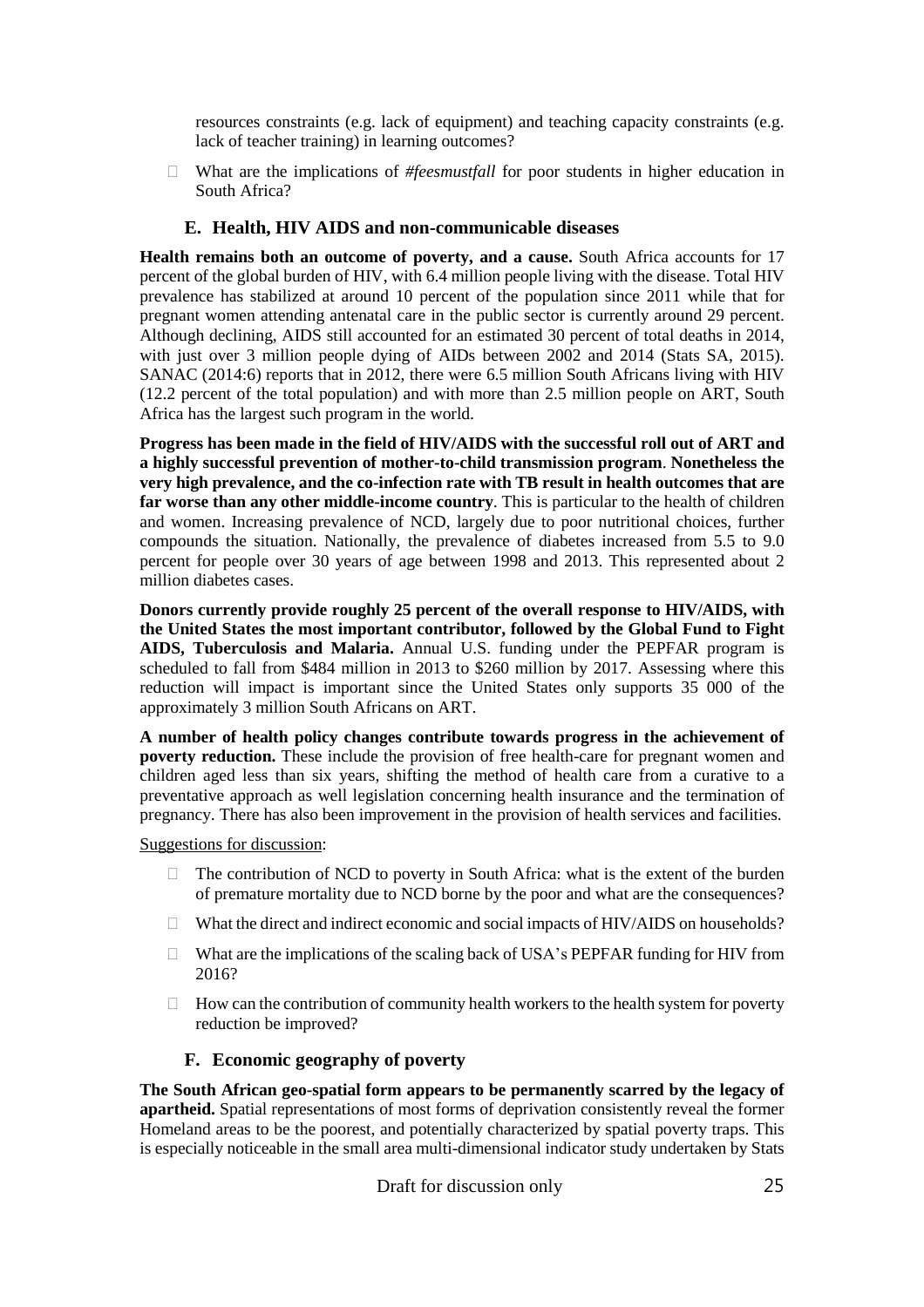resources constraints (e.g. lack of equipment) and teaching capacity constraints (e.g. lack of teacher training) in learning outcomes?

- What are the implications of *#feesmustfall* for poor students in higher education in South Africa?

### E. Health, HIV AIDS and non-communicable diseases

**Health remains both an outcome of poverty, and a cause.** South Africa accounts for 17 percent of the global burden of HIV, with 6.4 million people living with the disease. Total HIV prevalence has stabilized at around 10 percent of the population since 2011 while that for pregnant women attending antenatal care in the public sector is currently around 29 percent. Although declining, AIDS still accounted for an estimated 30 percent of total deaths in 2014, with just over 3 million people dying of AIDs between 2002 and 2014 (Stats SA, 2015). SANAC (2014:6) reports that in 2012, there were 6.5 million South Africans living with HIV (12.2 percent of the total population) and with more than 2.5 million people on ART, South Africa has the largest such program in the world.

**Progress has been made in the field of HIV/AIDS with the successful roll out of ART and a highly successful prevention of mother-to-child transmission program**. **Nonetheless the very high prevalence, and the co-infection rate with TB result in health outcomes that are far worse than any other middle-income country**. This is particular to the health of children and women. Increasing prevalence of NCD, largely due to poor nutritional choices, further compounds the situation. Nationally, the prevalence of diabetes increased from 5.5 to 9.0 percent for people over 30 years of age between 1998 and 2013. This represented about 2 million diabetes cases.

**Donors currently provide roughly 25 percent of the overall response to HIV/AIDS, with the United States the most important contributor, followed by the Global Fund to Fight AIDS, Tuberculosis and Malaria.** Annual U.S. funding under the PEPFAR program is scheduled to fall from \$484 million in 2013 to \$260 million by 2017. Assessing where this reduction will impact is important since the United States only supports 35 000 of the approximately 3 million South Africans on ART.

**A number of health policy changes contribute towards progress in the achievement of poverty reduction.** These include the provision of free health-care for pregnant women and children aged less than six years, shifting the method of health care from a curative to a preventative approach as well legislation concerning health insurance and the termination of pregnancy. There has also been improvement in the provision of health services and facilities.

<u>Suggestions for discussion</u>:

- The contribution of NCD to poverty in South Africa: what is the extent of the burden of premature mortality due to NCD borne by the poor and what are the consequences?
- What the direct and indirect economic and social impacts of HIV/AIDS on households?
- What are the implications of the scaling back of USA's PEPFAR funding for HIV from 2016?
- How can the contribution of community health workers to the health system for poverty reduction be improved?

### F. Economic geography of poverty

**The South African geo-spatial form appears to be permanently scarred by the legacy of apartheid.** Spatial representations of most forms of deprivation consistently reveal the former Homeland areas to be the poorest, and potentially characterized by spatial poverty traps. This is especially noticeable in the small area multi-dimensional indicator study undertaken by Stats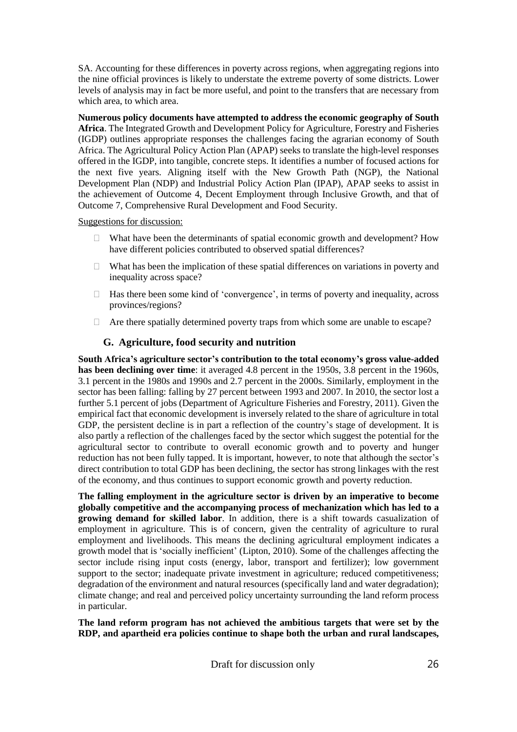SA. Accounting for these differences in poverty across regions, when aggregating regions into the nine official provinces is likely to understate the extreme poverty of some districts. Lower levels of analysis may in fact be more useful, and point to the transfers that are necessary from which area, to which area.

**Numerous policy documents have attempted to address the economic geography of South Africa**. The Integrated Growth and Development Policy for Agriculture, Forestry and Fisheries (IGDP) outlines appropriate responses the challenges facing the agrarian economy of South Africa. The Agricultural Policy Action Plan (APAP) seeks to translate the high-level responses offered in the IGDP, into tangible, concrete steps. It identifies a number of focused actions for the next five years. Aligning itself with the New Growth Path (NGP), the National Development Plan (NDP) and Industrial Policy Action Plan (IPAP), APAP seeks to assist in the achievement of Outcome 4, Decent Employment through Inclusive Growth, and that of Outcome 7, Comprehensive Rural Development and Food Security.

Suggestions for discussion:

- What have been the determinants of spatial economic growth and development? How have different policies contributed to observed spatial differences?
- What has been the implication of these spatial differences on variations in poverty and inequality across space?
- Has there been some kind of 'convergence', in terms of poverty and inequality, across provinces/regions?
- Are there spatially determined poverty traps from which some are unable to escape?

## G. Agriculture, food security and nutrition

**South Africa's agriculture sector's contribution to the total economy's gross value-added has been declining over time**: it averaged 4.8 percent in the 1950s, 3.8 percent in the 1960s, 3.1 percent in the 1980s and 1990s and 2.7 percent in the 2000s. Similarly, employment in the sector has been falling: falling by 27 percent between 1993 and 2007. In 2010, the sector lost a further 5.1 percent of jobs (Department of Agriculture Fisheries and Forestry, 2011). Given the empirical fact that economic development is inversely related to the share of agriculture in total GDP, the persistent decline is in part a reflection of the country's stage of development. It is also partly a reflection of the challenges faced by the sector which suggest the potential for the agricultural sector to contribute to overall economic growth and to poverty and hunger reduction has not been fully tapped. It is important, however, to note that although the sector's direct contribution to total GDP has been declining, the sector has strong linkages with the rest of the economy, and thus continues to support economic growth and poverty reduction.

**The falling employment in the agriculture sector is driven by an imperative to become globally competitive and the accompanying process of mechanization which has led to a growing demand for skilled labor**. In addition, there is a shift towards casualization of employment in agriculture. This is of concern, given the centrality of agriculture to rural employment and livelihoods. This means the declining agricultural employment indicates a growth model that is 'socially inefficient' (Lipton, 2010). Some of the challenges affecting the sector include rising input costs (energy, labor, transport and fertilizer); low government support to the sector; inadequate private investment in agriculture; reduced competitiveness; degradation of the environment and natural resources (specifically land and water degradation); climate change; and real and perceived policy uncertainty surrounding the land reform process in particular.

**The land reform program has not achieved the ambitious targets that were set by the RDP, and apartheid era policies continue to shape both the urban and rural landscapes,**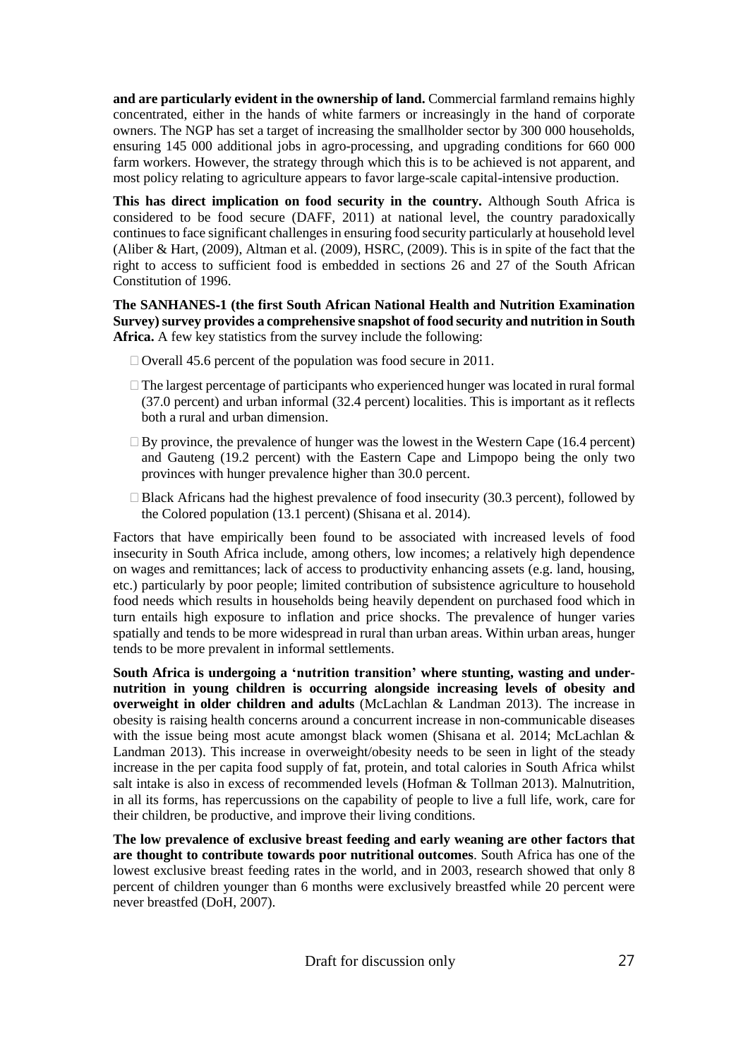**and are particularly evident in the ownership of land.** Commercial farmland remains highly concentrated, either in the hands of white farmers or increasingly in the hand of corporate owners. The NGP has set a target of increasing the smallholder sector by 300 000 households, ensuring 145 000 additional jobs in agro-processing, and upgrading conditions for 660 000 farm workers. However, the strategy through which this is to be achieved is not apparent, and most policy relating to agriculture appears to favor large-scale capital-intensive production.

**This has direct implication on food security in the country.** Although South Africa is considered to be food secure (DAFF, 2011) at national level, the country paradoxically continues to face significant challenges in ensuring food security particularly at household level (Aliber & Hart, (2009), Altman et al. (2009), HSRC, (2009). This is in spite of the fact that the right to access to sufficient food is embedded in sections 26 and 27 of the South African Constitution of 1996.

**The SANHANES-1 (the first South African National Health and Nutrition Examination Survey) survey provides a comprehensive snapshot of food security and nutrition in South Africa.** A few key statistics from the survey include the following:

- Overall 45.6 percent of the population was food secure in 2011.
- The largest percentage of participants who experienced hunger was located in rural formal (37.0 percent) and urban informal (32.4 percent) localities. This is important as it reflects both a rural and urban dimension.
- By province, the prevalence of hunger was the lowest in the Western Cape (16.4 percent) and Gauteng (19.2 percent) with the Eastern Cape and Limpopo being the only two provinces with hunger prevalence higher than 30.0 percent.
- Black Africans had the highest prevalence of food insecurity (30.3 percent), followed by the Colored population (13.1 percent) (Shisana et al. 2014).

Factors that have empirically been found to be associated with increased levels of food insecurity in South Africa include, among others, low incomes; a relatively high dependence on wages and remittances; lack of access to productivity enhancing assets (e.g. land, housing, etc.) particularly by poor people; limited contribution of subsistence agriculture to household food needs which results in households being heavily dependent on purchased food which in turn entails high exposure to inflation and price shocks. The prevalence of hunger varies spatially and tends to be more widespread in rural than urban areas. Within urban areas, hunger tends to be more prevalent in informal settlements.

**South Africa is undergoing a 'nutrition transition' where stunting, wasting and under-nutrition in young children is occurring alongside increasing levels of obesity and overweight in older children and adults** (McLachlan & Landman 2013). The increase in obesity is raising health concerns around a concurrent increase in non-communicable diseases with the issue being most acute amongst black women (Shisana et al. 2014; McLachlan & Landman 2013). This increase in overweight/obesity needs to be seen in light of the steady increase in the per capita food supply of fat, protein, and total calories in South Africa whilst salt intake is also in excess of recommended levels (Hofman & Tollman 2013). Malnutrition, in all its forms, has repercussions on the capability of people to live a full life, work, care for their children, be productive, and improve their living conditions.

**The low prevalence of exclusive breast feeding and early weaning are other factors that are thought to contribute towards poor nutritional outcomes**. South Africa has one of the lowest exclusive breast feeding rates in the world, and in 2003, research showed that only 8 percent of children younger than 6 months were exclusively breastfed while 20 percent were never breastfed (DoH, 2007).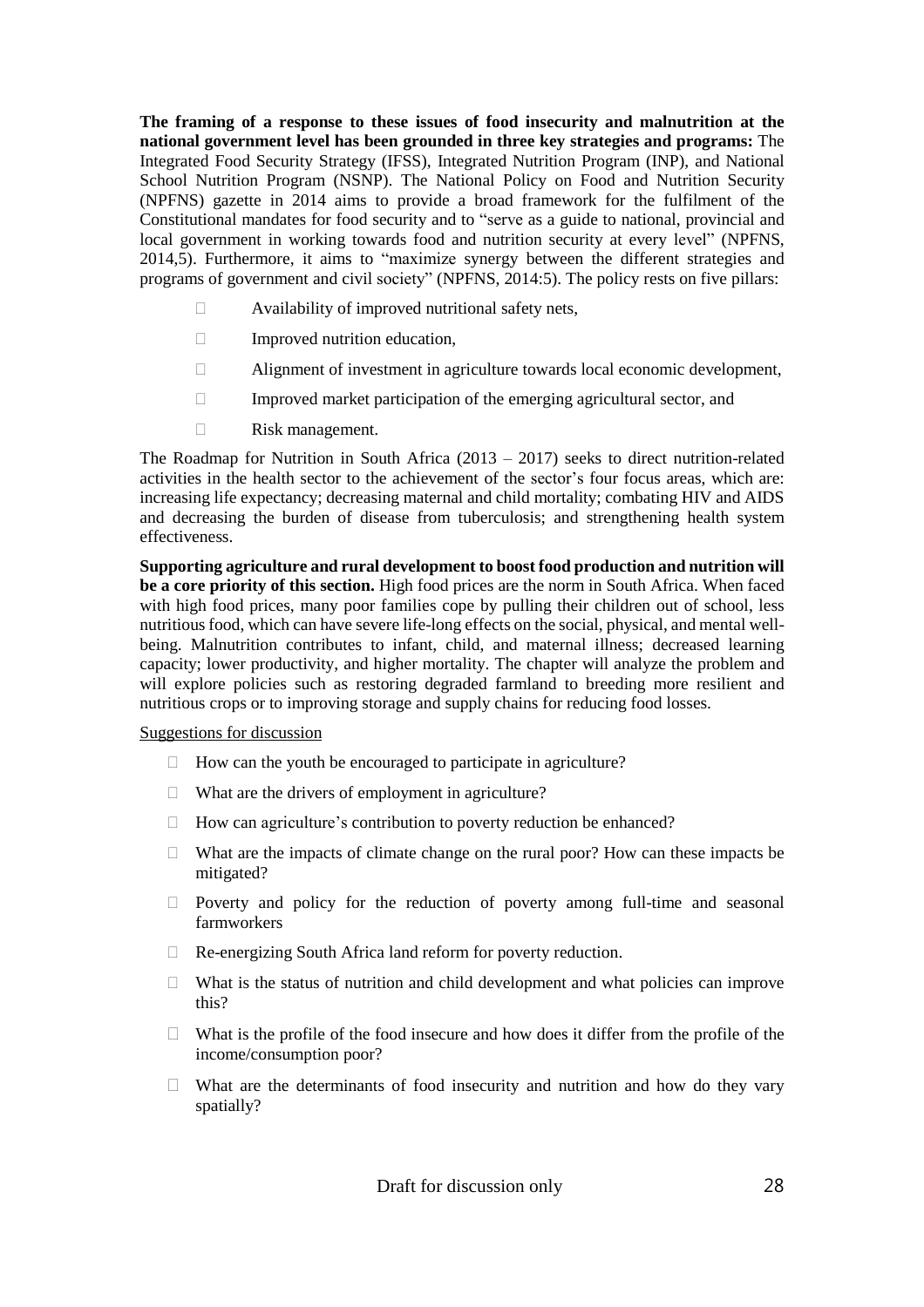**The framing of a response to these issues of food insecurity and malnutrition at the national government level has been grounded in three key strategies and programs:** The Integrated Food Security Strategy (IFSS), Integrated Nutrition Program (INP), and National School Nutrition Program (NSNP). The National Policy on Food and Nutrition Security (NPFNS) gazette in 2014 aims to provide a broad framework for the fulfilment of the Constitutional mandates for food security and to "serve as a guide to national, provincial and local government in working towards food and nutrition security at every level" (NPFNS, 2014,5). Furthermore, it aims to "maximize synergy between the different strategies and programs of government and civil society" (NPFNS, 2014:5). The policy rests on five pillars:

- Availability of improved nutritional safety nets,
- Improved nutrition education,
- Alignment of investment in agriculture towards local economic development,
- Improved market participation of the emerging agricultural sector, and
- Risk management.

The Roadmap for Nutrition in South Africa (2013 – 2017) seeks to direct nutrition-related activities in the health sector to the achievement of the sector's four focus areas, which are: increasing life expectancy; decreasing maternal and child mortality; combating HIV and AIDS and decreasing the burden of disease from tuberculosis; and strengthening health system effectiveness.

**Supporting agriculture and rural development to boost food production and nutrition will be a core priority of this section.** High food prices are the norm in South Africa. When faced with high food prices, many poor families cope by pulling their children out of school, less nutritious food, which can have severe life-long effects on the social, physical, and mental well-being. Malnutrition contributes to infant, child, and maternal illness; decreased learning capacity; lower productivity, and higher mortality. The chapter will analyze the problem and will explore policies such as restoring degraded farmland to breeding more resilient and nutritious crops or to improving storage and supply chains for reducing food losses.

<u>Suggestions for discussion</u>

- How can the youth be encouraged to participate in agriculture?
- What are the drivers of employment in agriculture?
- How can agriculture's contribution to poverty reduction be enhanced?
- What are the impacts of climate change on the rural poor? How can these impacts be mitigated?
- Poverty and policy for the reduction of poverty among full-time and seasonal farmworkers
- Re-energizing South Africa land reform for poverty reduction.
- What is the status of nutrition and child development and what policies can improve this?
- What is the profile of the food insecure and how does it differ from the profile of the income/consumption poor?
- What are the determinants of food insecurity and nutrition and how do they vary spatially?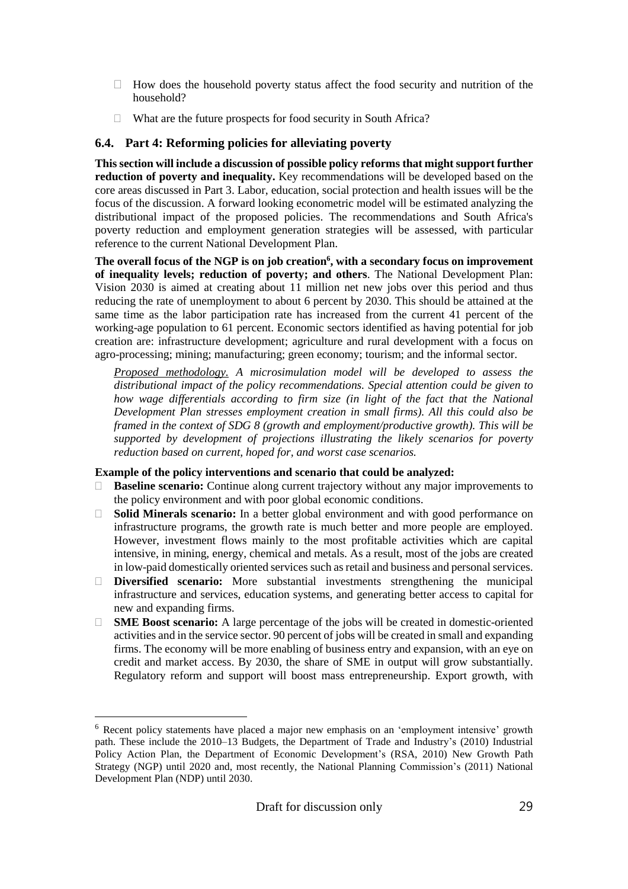- How does the household poverty status affect the food security and nutrition of the household?
- What are the future prospects for food security in South Africa?

### 6.4. Part 4: Reforming policies for alleviating poverty

**This section will include a discussion of possible policy reforms that might support further reduction of poverty and inequality.** Key recommendations will be developed based on the core areas discussed in Part 3. Labor, education, social protection and health issues will be the focus of the discussion. A forward looking econometric model will be estimated analyzing the distributional impact of the proposed policies. The recommendations and South Africa's poverty reduction and employment generation strategies will be assessed, with particular reference to the current National Development Plan.

**The overall focus of the NGP is on job creation[6], with a secondary focus on improvement of inequality levels; reduction of poverty; and others**. The National Development Plan: Vision 2030 is aimed at creating about 11 million net new jobs over this period and thus reducing the rate of unemployment to about 6 percent by 2030. This should be attained at the same time as the labor participation rate has increased from the current 41 percent of the working-age population to 61 percent. Economic sectors identified as having potential for job creation are: infrastructure development; agriculture and rural development with a focus on agro-processing; mining; manufacturing; green economy; tourism; and the informal sector.

> *<u>Proposed methodology.</u> A microsimulation model will be developed to assess the distributional impact of the policy recommendations. Special attention could be given to how wage differentials according to firm size (in light of the fact that the National Development Plan stresses employment creation in small firms). All this could also be framed in the context of SDG 8 (growth and employment/productive growth). This will be supported by development of projections illustrating the likely scenarios for poverty reduction based on current, hoped for, and worst case scenarios.*

**Example of the policy interventions and scenario that could be analyzed:**

- **Baseline scenario:** Continue along current trajectory without any major improvements to the policy environment and with poor global economic conditions.
- **Solid Minerals scenario:** In a better global environment and with good performance on infrastructure programs, the growth rate is much better and more people are employed. However, investment flows mainly to the most profitable activities which are capital intensive, in mining, energy, chemical and metals. As a result, most of the jobs are created in low-paid domestically oriented services such as retail and business and personal services.
- **Diversified scenario:** More substantial investments strengthening the municipal infrastructure and services, education systems, and generating better access to capital for new and expanding firms.
- **SME Boost scenario:** A large percentage of the jobs will be created in domestic-oriented activities and in the service sector. 90 percent of jobs will be created in small and expanding firms. The economy will be more enabling of business entry and expansion, with an eye on credit and market access. By 2030, the share of SME in output will grow substantially. Regulatory reform and support will boost mass entrepreneurship. Export growth, with

---

[6] Recent policy statements have placed a major new emphasis on an 'employment intensive' growth path. These include the 2010–13 Budgets, the Department of Trade and Industry's (2010) Industrial Policy Action Plan, the Department of Economic Development's (RSA, 2010) New Growth Path Strategy (NGP) until 2020 and, most recently, the National Planning Commission's (2011) National Development Plan (NDP) until 2030.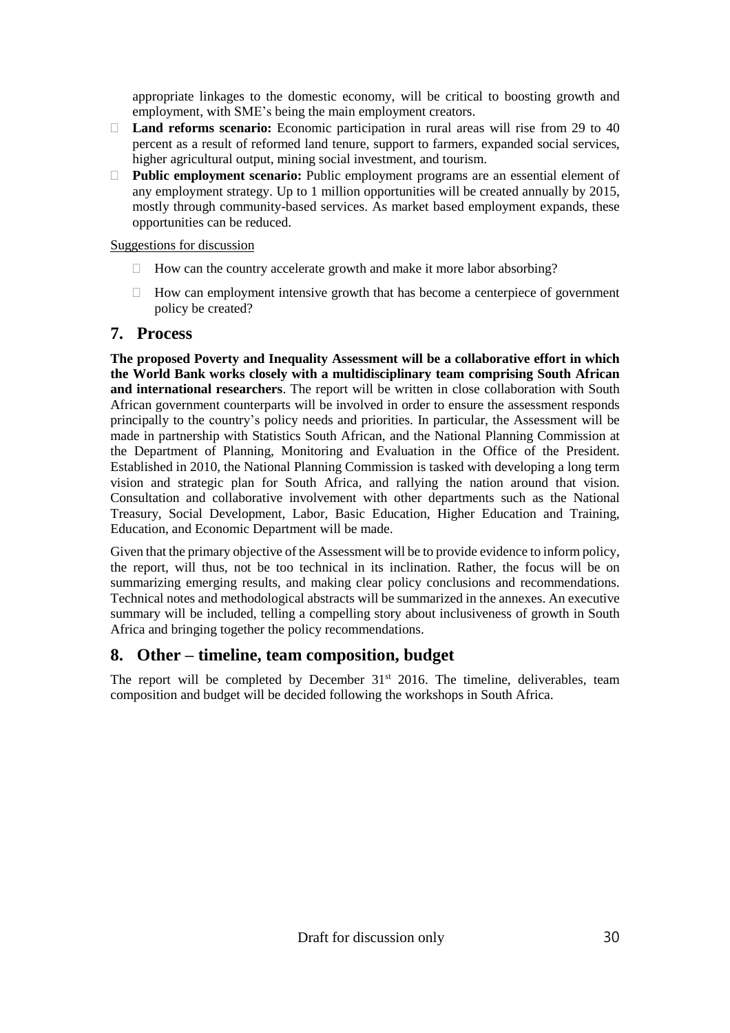appropriate linkages to the domestic economy, will be critical to boosting growth and employment, with SME's being the main employment creators.

- **Land reforms scenario:** Economic participation in rural areas will rise from 29 to 40 percent as a result of reformed land tenure, support to farmers, expanded social services, higher agricultural output, mining social investment, and tourism.
- **Public employment scenario:** Public employment programs are an essential element of any employment strategy. Up to 1 million opportunities will be created annually by 2015, mostly through community-based services. As market based employment expands, these opportunities can be reduced.

<u>Suggestions for discussion</u>

- How can the country accelerate growth and make it more labor absorbing?
- How can employment intensive growth that has become a centerpiece of government policy be created?

## 7. Process

**The proposed Poverty and Inequality Assessment will be a collaborative effort in which the World Bank works closely with a multidisciplinary team comprising South African and international researchers**. The report will be written in close collaboration with South African government counterparts will be involved in order to ensure the assessment responds principally to the country's policy needs and priorities. In particular, the Assessment will be made in partnership with Statistics South African, and the National Planning Commission at the Department of Planning, Monitoring and Evaluation in the Office of the President. Established in 2010, the National Planning Commission is tasked with developing a long term vision and strategic plan for South Africa, and rallying the nation around that vision. Consultation and collaborative involvement with other departments such as the National Treasury, Social Development, Labor, Basic Education, Higher Education and Training, Education, and Economic Department will be made.

Given that the primary objective of the Assessment will be to provide evidence to inform policy, the report, will thus, not be too technical in its inclination. Rather, the focus will be on summarizing emerging results, and making clear policy conclusions and recommendations. Technical notes and methodological abstracts will be summarized in the annexes. An executive summary will be included, telling a compelling story about inclusiveness of growth in South Africa and bringing together the policy recommendations.

## 8. Other – timeline, team composition, budget

The report will be completed by December 31st 2016. The timeline, deliverables, team composition and budget will be decided following the workshops in South Africa.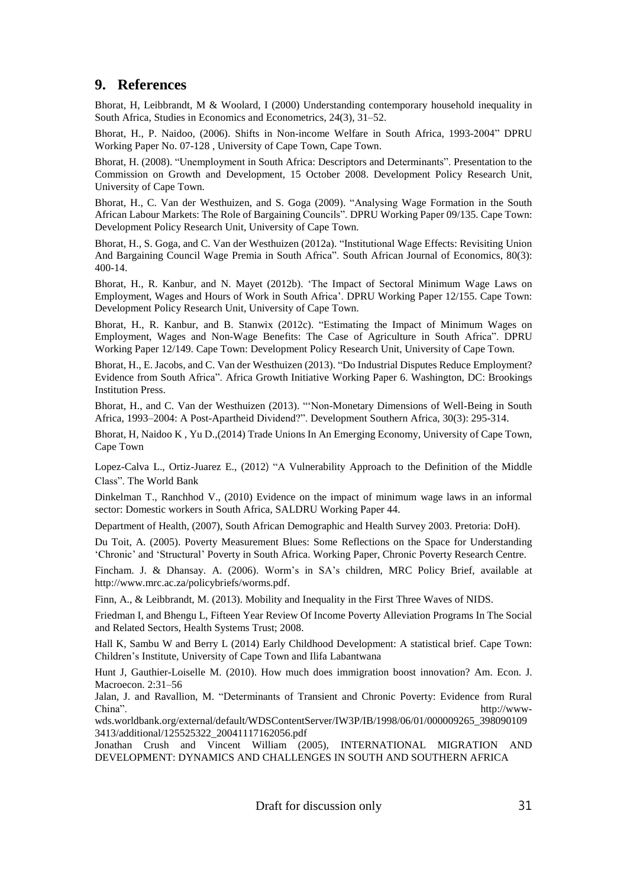## 9. References

Bhorat, H, Leibbrandt, M & Woolard, I (2000) Understanding contemporary household inequality in South Africa, Studies in Economics and Econometrics, 24(3), 31–52.

Bhorat, H., P. Naidoo, (2006). Shifts in Non-income Welfare in South Africa, 1993-2004" DPRU Working Paper No. 07-128 , University of Cape Town, Cape Town.

Bhorat, H. (2008). "Unemployment in South Africa: Descriptors and Determinants". Presentation to the Commission on Growth and Development, 15 October 2008. Development Policy Research Unit, University of Cape Town.

Bhorat, H., C. Van der Westhuizen, and S. Goga (2009). "Analysing Wage Formation in the South African Labour Markets: The Role of Bargaining Councils". DPRU Working Paper 09/135. Cape Town: Development Policy Research Unit, University of Cape Town.

Bhorat, H., S. Goga, and C. Van der Westhuizen (2012a). "Institutional Wage Effects: Revisiting Union And Bargaining Council Wage Premia in South Africa". South African Journal of Economics, 80(3): 400-14.

Bhorat, H., R. Kanbur, and N. Mayet (2012b). 'The Impact of Sectoral Minimum Wage Laws on Employment, Wages and Hours of Work in South Africa'. DPRU Working Paper 12/155. Cape Town: Development Policy Research Unit, University of Cape Town.

Bhorat, H., R. Kanbur, and B. Stanwix (2012c). "Estimating the Impact of Minimum Wages on Employment, Wages and Non-Wage Benefits: The Case of Agriculture in South Africa". DPRU Working Paper 12/149. Cape Town: Development Policy Research Unit, University of Cape Town.

Bhorat, H., E. Jacobs, and C. Van der Westhuizen (2013). "Do Industrial Disputes Reduce Employment? Evidence from South Africa". Africa Growth Initiative Working Paper 6. Washington, DC: Brookings Institution Press.

Bhorat, H., and C. Van der Westhuizen (2013). "'Non-Monetary Dimensions of Well-Being in South Africa, 1993–2004: A Post-Apartheid Dividend?". Development Southern Africa, 30(3): 295-314.

Bhorat, H, Naidoo K , Yu D.,(2014) Trade Unions In An Emerging Economy, University of Cape Town, Cape Town

Lopez-Calva L., Ortiz-Juarez E., (2012) "A Vulnerability Approach to the Definition of the Middle Class". The World Bank

Dinkelman T., Ranchhod V., (2010) Evidence on the impact of minimum wage laws in an informal sector: Domestic workers in South Africa, SALDRU Working Paper 44.

Department of Health, (2007), South African Demographic and Health Survey 2003. Pretoria: DoH).

Du Toit, A. (2005). Poverty Measurement Blues: Some Reflections on the Space for Understanding 'Chronic' and 'Structural' Poverty in South Africa. Working Paper, Chronic Poverty Research Centre.

Fincham. J. & Dhansay. A. (2006). Worm's in SA's children, MRC Policy Brief, available at http://www.mrc.ac.za/policybriefs/worms.pdf.

Finn, A., & Leibbrandt, M. (2013). Mobility and Inequality in the First Three Waves of NIDS.

Friedman I, and Bhengu L, Fifteen Year Review Of Income Poverty Alleviation Programs In The Social and Related Sectors, Health Systems Trust; 2008.

Hall K, Sambu W and Berry L (2014) Early Childhood Development: A statistical brief. Cape Town: Children's Institute, University of Cape Town and Ilifa Labantwana

Hunt J, Gauthier-Loiselle M. (2010). How much does immigration boost innovation? Am. Econ. J. Macroecon. 2:31–56

Jalan, J. and Ravallion, M. "Determinants of Transient and Chronic Poverty: Evidence from Rural China". http://www-wds.worldbank.org/external/default/WDSContentServer/IW3P/IB/1998/06/01/000009265_3980901093413/additional/125525322_20041117162056.pdf

Jonathan Crush and Vincent William (2005), INTERNATIONAL MIGRATION AND DEVELOPMENT: DYNAMICS AND CHALLENGES IN SOUTH AND SOUTHERN AFRICA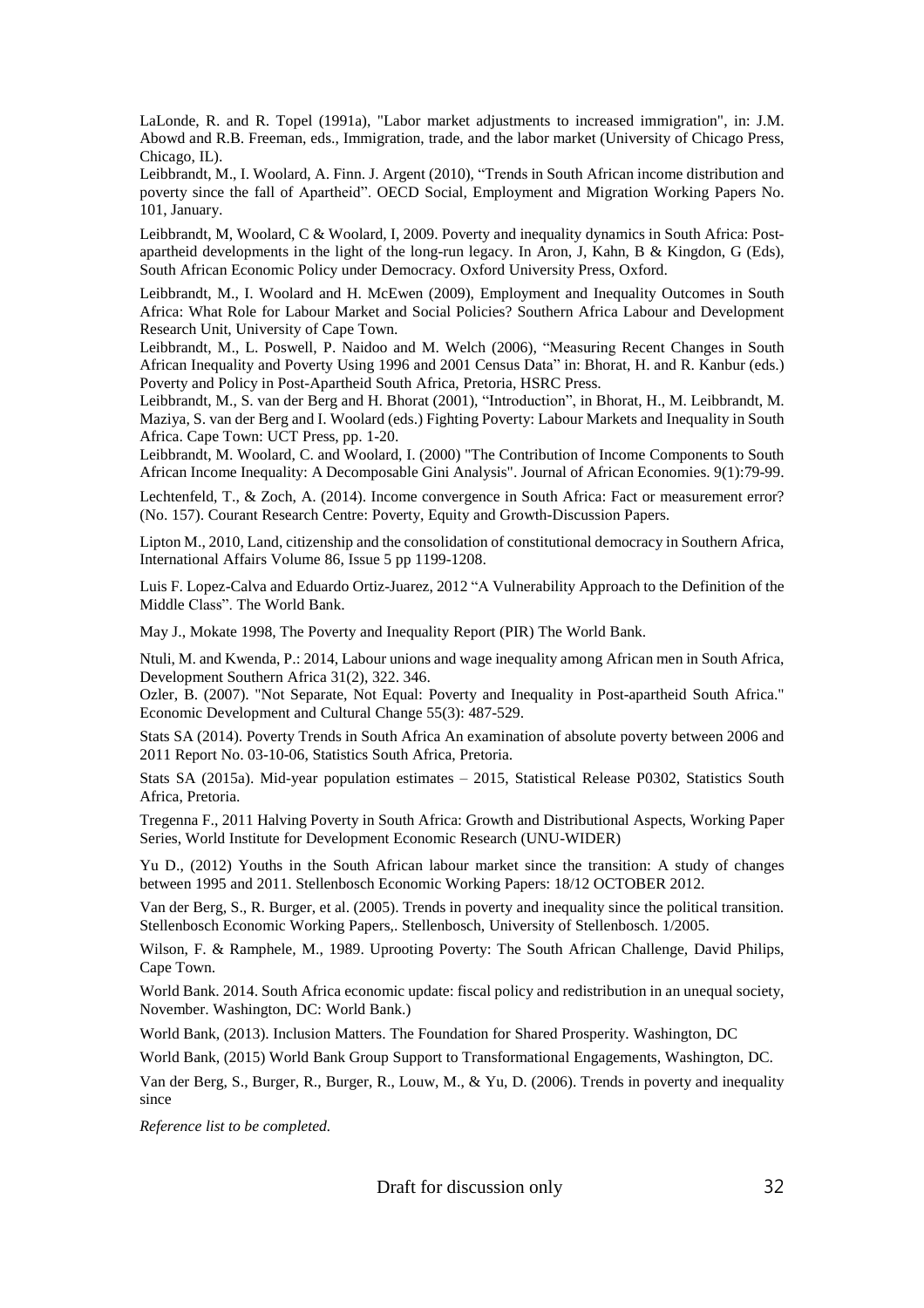LaLonde, R. and R. Topel (1991a), "Labor market adjustments to increased immigration", in: J.M. Abowd and R.B. Freeman, eds., Immigration, trade, and the labor market (University of Chicago Press, Chicago, IL).

Leibbrandt, M., I. Woolard, A. Finn. J. Argent (2010), "Trends in South African income distribution and poverty since the fall of Apartheid". OECD Social, Employment and Migration Working Papers No. 101, January.

Leibbrandt, M, Woolard, C & Woolard, I, 2009. Poverty and inequality dynamics in South Africa: Post-apartheid developments in the light of the long-run legacy. In Aron, J, Kahn, B & Kingdon, G (Eds), South African Economic Policy under Democracy. Oxford University Press, Oxford.

Leibbrandt, M., I. Woolard and H. McEwen (2009), Employment and Inequality Outcomes in South Africa: What Role for Labour Market and Social Policies? Southern Africa Labour and Development Research Unit, University of Cape Town.

Leibbrandt, M., L. Poswell, P. Naidoo and M. Welch (2006), "Measuring Recent Changes in South African Inequality and Poverty Using 1996 and 2001 Census Data" in: Bhorat, H. and R. Kanbur (eds.) Poverty and Policy in Post-Apartheid South Africa, Pretoria, HSRC Press.

Leibbrandt, M., S. van der Berg and H. Bhorat (2001), "Introduction", in Bhorat, H., M. Leibbrandt, M. Maziya, S. van der Berg and I. Woolard (eds.) Fighting Poverty: Labour Markets and Inequality in South Africa. Cape Town: UCT Press, pp. 1-20.

Leibbrandt, M. Woolard, C. and Woolard, I. (2000) "The Contribution of Income Components to South African Income Inequality: A Decomposable Gini Analysis". Journal of African Economies. 9(1):79-99.

Lechtenfeld, T., & Zoch, A. (2014). Income convergence in South Africa: Fact or measurement error? (No. 157). Courant Research Centre: Poverty, Equity and Growth-Discussion Papers.

Lipton M., 2010, Land, citizenship and the consolidation of constitutional democracy in Southern Africa, International Affairs Volume 86, Issue 5 pp 1199-1208.

Luis F. Lopez-Calva and Eduardo Ortiz-Juarez, 2012 "A Vulnerability Approach to the Definition of the Middle Class". The World Bank.

May J., Mokate 1998, The Poverty and Inequality Report (PIR) The World Bank.

Ntuli, M. and Kwenda, P.: 2014, Labour unions and wage inequality among African men in South Africa, Development Southern Africa 31(2), 322. 346.

Ozler, B. (2007). "Not Separate, Not Equal: Poverty and Inequality in Post-apartheid South Africa." Economic Development and Cultural Change 55(3): 487-529.

Stats SA (2014). Poverty Trends in South Africa An examination of absolute poverty between 2006 and 2011 Report No. 03-10-06, Statistics South Africa, Pretoria.

Stats SA (2015a). Mid-year population estimates – 2015, Statistical Release P0302, Statistics South Africa, Pretoria.

Tregenna F., 2011 Halving Poverty in South Africa: Growth and Distributional Aspects, Working Paper Series, World Institute for Development Economic Research (UNU-WIDER)

Yu D., (2012) Youths in the South African labour market since the transition: A study of changes between 1995 and 2011. Stellenbosch Economic Working Papers: 18/12 OCTOBER 2012.

Van der Berg, S., R. Burger, et al. (2005). Trends in poverty and inequality since the political transition. Stellenbosch Economic Working Papers,. Stellenbosch, University of Stellenbosch. 1/2005.

Wilson, F. & Ramphele, M., 1989. Uprooting Poverty: The South African Challenge, David Philips, Cape Town.

World Bank. 2014. South Africa economic update: fiscal policy and redistribution in an unequal society, November. Washington, DC: World Bank.)

World Bank, (2013). Inclusion Matters. The Foundation for Shared Prosperity. Washington, DC

World Bank, (2015) World Bank Group Support to Transformational Engagements, Washington, DC.

Van der Berg, S., Burger, R., Burger, R., Louw, M., & Yu, D. (2006). Trends in poverty and inequality since

*Reference list to be completed.*